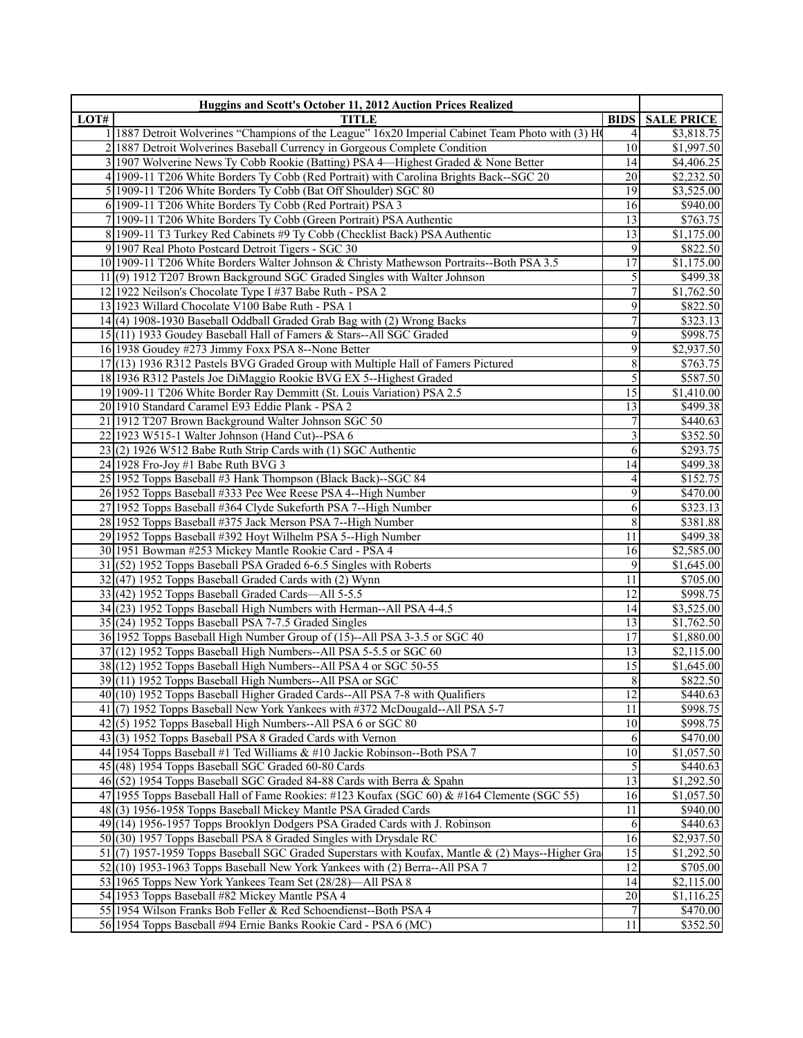| LOT# | Huggins and Scott's October 11, 2012 Auction Prices Realized<br>TITLE | BIDS | SALE PRICE |
|---|---|---|---|
| 1 | 1887 Detroit Wolverines "Champions of the League" 16x20 Imperial Cabinet Team Photo with (3) H( | 4 | $3,818.75 |
| 2 | 1887 Detroit Wolverines Baseball Currency in Gorgeous Complete Condition | 10 | $1,997.50 |
| 3 | 1907 Wolverine News Ty Cobb Rookie (Batting) PSA 4—Highest Graded & None Better | 14 | $4,406.25 |
| 4 | 1909-11 T206 White Borders Ty Cobb (Red Portrait) with Carolina Brights Back--SGC 20 | 20 | $2,232.50 |
| 5 | 1909-11 T206 White Borders Ty Cobb (Bat Off Shoulder) SGC 80 | 19 | $3,525.00 |
| 6 | 1909-11 T206 White Borders Ty Cobb (Red Portrait) PSA 3 | 16 | $940.00 |
| 7 | 1909-11 T206 White Borders Ty Cobb (Green Portrait) PSA Authentic | 13 | $763.75 |
| 8 | 1909-11 T3 Turkey Red Cabinets #9 Ty Cobb (Checklist Back) PSA Authentic | 13 | $1,175.00 |
| 9 | 1907 Real Photo Postcard Detroit Tigers - SGC 30 | 9 | $822.50 |
| 10 | 1909-11 T206 White Borders Walter Johnson & Christy Mathewson Portraits--Both PSA 3.5 | 17 | $1,175.00 |
| 11 | (9) 1912 T207 Brown Background SGC Graded Singles with Walter Johnson | 5 | $499.38 |
| 12 | 1922 Neilson's Chocolate Type I #37 Babe Ruth - PSA 2 | 7 | $1,762.50 |
| 13 | 1923 Willard Chocolate V100 Babe Ruth - PSA 1 | 9 | $822.50 |
| 14 | (4) 1908-1930 Baseball Oddball Graded Grab Bag with (2) Wrong Backs | 7 | $323.13 |
| 15 | (11) 1933 Goudey Baseball Hall of Famers & Stars--All SGC Graded | 9 | $998.75 |
| 16 | 1938 Goudey #273 Jimmy Foxx PSA 8--None Better | 9 | $2,937.50 |
| 17 | (13) 1936 R312 Pastels BVG Graded Group with Multiple Hall of Famers Pictured | 8 | $763.75 |
| 18 | 1936 R312 Pastels Joe DiMaggio Rookie BVG EX 5--Highest Graded | 5 | $587.50 |
| 19 | 1909-11 T206 White Border Ray Demmitt (St. Louis Variation) PSA 2.5 | 15 | $1,410.00 |
| 20 | 1910 Standard Caramel E93 Eddie Plank - PSA 2 | 13 | $499.38 |
| 21 | 1912 T207 Brown Background Walter Johnson SGC 50 | 7 | $440.63 |
| 22 | 1923 W515-1 Walter Johnson (Hand Cut)--PSA 6 | 3 | $352.50 |
| 23 | (2) 1926 W512 Babe Ruth Strip Cards with (1) SGC Authentic | 6 | $293.75 |
| 24 | 1928 Fro-Joy #1 Babe Ruth BVG 3 | 14 | $499.38 |
| 25 | 1952 Topps Baseball #3 Hank Thompson (Black Back)--SGC 84 | 4 | $152.75 |
| 26 | 1952 Topps Baseball #333 Pee Wee Reese PSA 4--High Number | 9 | $470.00 |
| 27 | 1952 Topps Baseball #364 Clyde Sukeforth PSA 7--High Number | 6 | $323.13 |
| 28 | 1952 Topps Baseball #375 Jack Merson PSA 7--High Number | 8 | $381.88 |
| 29 | 1952 Topps Baseball #392 Hoyt Wilhelm PSA 5--High Number | 11 | $499.38 |
| 30 | 1951 Bowman #253 Mickey Mantle Rookie Card - PSA 4 | 16 | $2,585.00 |
| 31 | (52) 1952 Topps Baseball PSA Graded 6-6.5 Singles with Roberts | 9 | $1,645.00 |
| 32 | (47) 1952 Topps Baseball Graded Cards with (2) Wynn | 11 | $705.00 |
| 33 | (42) 1952 Topps Baseball Graded Cards—All 5-5.5 | 12 | $998.75 |
| 34 | (23) 1952 Topps Baseball High Numbers with Herman--All PSA 4-4.5 | 14 | $3,525.00 |
| 35 | (24) 1952 Topps Baseball PSA 7-7.5 Graded Singles | 13 | $1,762.50 |
| 36 | 1952 Topps Baseball High Number Group of (15)--All PSA 3-3.5 or SGC 40 | 17 | $1,880.00 |
| 37 | (12) 1952 Topps Baseball High Numbers--All PSA 5-5.5 or SGC 60 | 13 | $2,115.00 |
| 38 | (12) 1952 Topps Baseball High Numbers--All PSA 4 or SGC 50-55 | 15 | $1,645.00 |
| 39 | (11) 1952 Topps Baseball High Numbers--All PSA or SGC | 8 | $822.50 |
| 40 | (10) 1952 Topps Baseball Higher Graded Cards--All PSA 7-8 with Qualifiers | 12 | $440.63 |
| 41 | (7) 1952 Topps Baseball New York Yankees with #372 McDougald--All PSA 5-7 | 11 | $998.75 |
| 42 | (5) 1952 Topps Baseball High Numbers--All PSA 6 or SGC 80 | 10 | $998.75 |
| 43 | (3) 1952 Topps Baseball PSA 8 Graded Cards with Vernon | 6 | $470.00 |
| 44 | 1954 Topps Baseball #1 Ted Williams & #10 Jackie Robinson--Both PSA 7 | 10 | $1,057.50 |
| 45 | (48) 1954 Topps Baseball SGC Graded 60-80 Cards | 5 | $440.63 |
| 46 | (52) 1954 Topps Baseball SGC Graded 84-88 Cards with Berra & Spahn | 13 | $1,292.50 |
| 47 | 1955 Topps Baseball Hall of Fame Rookies: #123 Koufax (SGC 60) & #164 Clemente (SGC 55) | 16 | $1,057.50 |
| 48 | (3) 1956-1958 Topps Baseball Mickey Mantle PSA Graded Cards | 11 | $940.00 |
| 49 | (14) 1956-1957 Topps Brooklyn Dodgers PSA Graded Cards with J. Robinson | 6 | $440.63 |
| 50 | (30) 1957 Topps Baseball PSA 8 Graded Singles with Drysdale RC | 16 | $2,937.50 |
| 51 | (7) 1957-1959 Topps Baseball SGC Graded Superstars with Koufax, Mantle & (2) Mays--Higher Gra | 15 | $1,292.50 |
| 52 | (10) 1953-1963 Topps Baseball New York Yankees with (2) Berra--All PSA 7 | 12 | $705.00 |
| 53 | 1965 Topps New York Yankees Team Set (28/28)—All PSA 8 | 14 | $2,115.00 |
| 54 | 1953 Topps Baseball #82 Mickey Mantle PSA 4 | 20 | $1,116.25 |
| 55 | 1954 Wilson Franks Bob Feller & Red Schoendienst--Both PSA 4 | 7 | $470.00 |
| 56 | 1954 Topps Baseball #94 Ernie Banks Rookie Card - PSA 6 (MC) | 11 | $352.50 |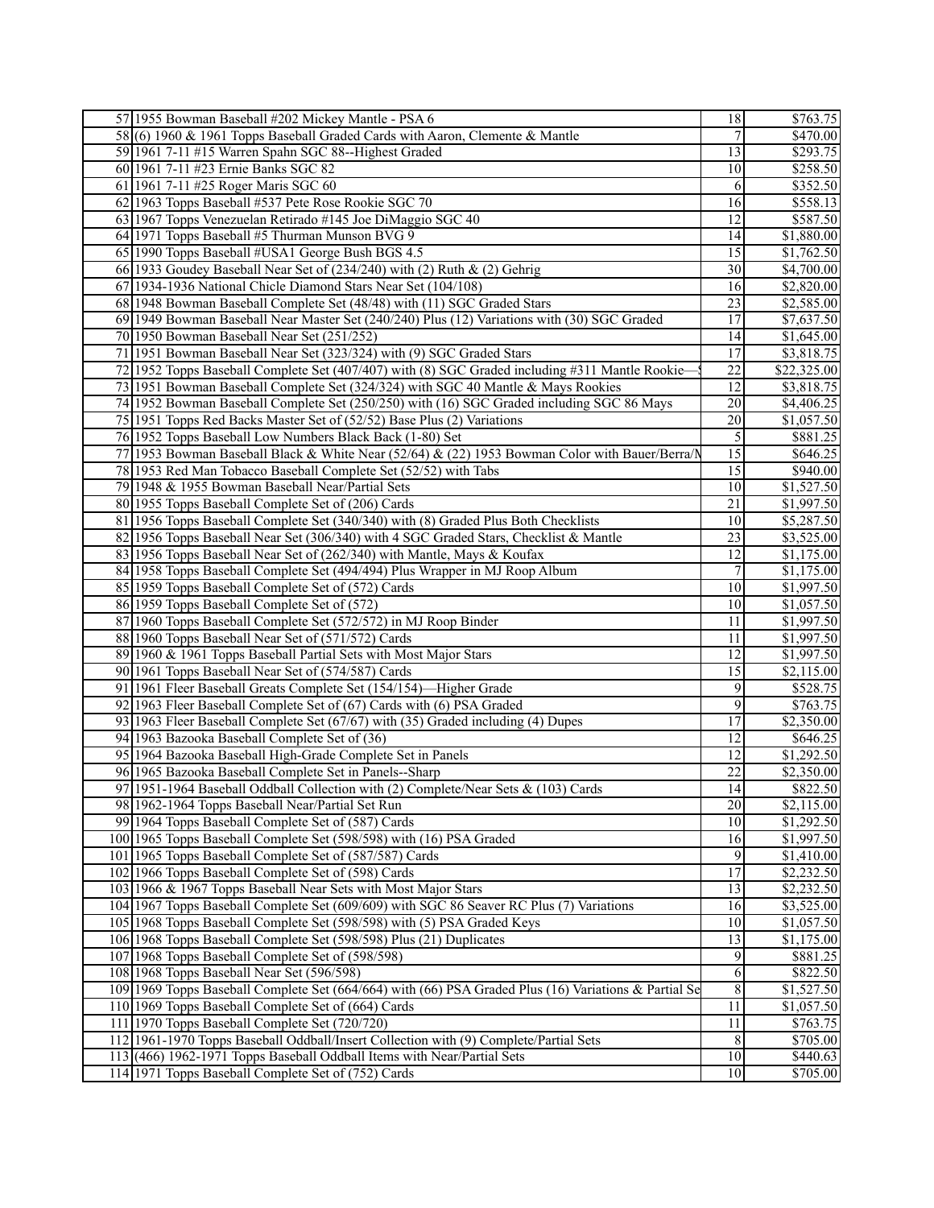| | | | |
|---|---|---|---|
| 57 | 1955 Bowman Baseball #202 Mickey Mantle - PSA 6 | 18 | $763.75 |
| 58 | (6) 1960 & 1961 Topps Baseball Graded Cards with Aaron, Clemente & Mantle | 7 | $470.00 |
| 59 | 1961 7-11 #15 Warren Spahn SGC 88--Highest Graded | 13 | $293.75 |
| 60 | 1961 7-11 #23 Ernie Banks SGC 82 | 10 | $258.50 |
| 61 | 1961 7-11 #25 Roger Maris SGC 60 | 6 | $352.50 |
| 62 | 1963 Topps Baseball #537 Pete Rose Rookie SGC 70 | 16 | $558.13 |
| 63 | 1967 Topps Venezuelan Retirado #145 Joe DiMaggio SGC 40 | 12 | $587.50 |
| 64 | 1971 Topps Baseball #5 Thurman Munson BVG 9 | 14 | $1,880.00 |
| 65 | 1990 Topps Baseball #USA1 George Bush BGS 4.5 | 15 | $1,762.50 |
| 66 | 1933 Goudey Baseball Near Set of (234/240) with (2) Ruth & (2) Gehrig | 30 | $4,700.00 |
| 67 | 1934-1936 National Chicle Diamond Stars Near Set (104/108) | 16 | $2,820.00 |
| 68 | 1948 Bowman Baseball Complete Set (48/48) with (11) SGC Graded Stars | 23 | $2,585.00 |
| 69 | 1949 Bowman Baseball Near Master Set (240/240) Plus (12) Variations with (30) SGC Graded | 17 | $7,637.50 |
| 70 | 1950 Bowman Baseball Near Set (251/252) | 14 | $1,645.00 |
| 71 | 1951 Bowman Baseball Near Set (323/324) with (9) SGC Graded Stars | 17 | $3,818.75 |
| 72 | 1952 Topps Baseball Complete Set (407/407) with (8) SGC Graded including #311 Mantle Rookie— | 22 | $22,325.00 |
| 73 | 1951 Bowman Baseball Complete Set (324/324) with SGC 40 Mantle & Mays Rookies | 12 | $3,818.75 |
| 74 | 1952 Bowman Baseball Complete Set (250/250) with (16) SGC Graded including SGC 86 Mays | 20 | $4,406.25 |
| 75 | 1951 Topps Red Backs Master Set of (52/52) Base Plus (2) Variations | 20 | $1,057.50 |
| 76 | 1952 Topps Baseball Low Numbers Black Back (1-80) Set | 5 | $881.25 |
| 77 | 1953 Bowman Baseball Black & White Near (52/64) & (22) 1953 Bowman Color with Bauer/Berra/M | 15 | $646.25 |
| 78 | 1953 Red Man Tobacco Baseball Complete Set (52/52) with Tabs | 15 | $940.00 |
| 79 | 1948 & 1955 Bowman Baseball Near/Partial Sets | 10 | $1,527.50 |
| 80 | 1955 Topps Baseball Complete Set of (206) Cards | 21 | $1,997.50 |
| 81 | 1956 Topps Baseball Complete Set (340/340) with (8) Graded Plus Both Checklists | 10 | $5,287.50 |
| 82 | 1956 Topps Baseball Near Set (306/340) with 4 SGC Graded Stars, Checklist & Mantle | 23 | $3,525.00 |
| 83 | 1956 Topps Baseball Near Set of (262/340) with Mantle, Mays & Koufax | 12 | $1,175.00 |
| 84 | 1958 Topps Baseball Complete Set (494/494) Plus Wrapper in MJ Roop Album | 7 | $1,175.00 |
| 85 | 1959 Topps Baseball Complete Set of (572) Cards | 10 | $1,997.50 |
| 86 | 1959 Topps Baseball Complete Set of (572) | 10 | $1,057.50 |
| 87 | 1960 Topps Baseball Complete Set (572/572) in MJ Roop Binder | 11 | $1,997.50 |
| 88 | 1960 Topps Baseball Near Set of (571/572) Cards | 11 | $1,997.50 |
| 89 | 1960 & 1961 Topps Baseball Partial Sets with Most Major Stars | 12 | $1,997.50 |
| 90 | 1961 Topps Baseball Near Set of (574/587) Cards | 15 | $2,115.00 |
| 91 | 1961 Fleer Baseball Greats Complete Set (154/154)—Higher Grade | 9 | $528.75 |
| 92 | 1963 Fleer Baseball Complete Set of (67) Cards with (6) PSA Graded | 9 | $763.75 |
| 93 | 1963 Fleer Baseball Complete Set (67/67) with (35) Graded including (4) Dupes | 17 | $2,350.00 |
| 94 | 1963 Bazooka Baseball Complete Set of (36) | 12 | $646.25 |
| 95 | 1964 Bazooka Baseball High-Grade Complete Set in Panels | 12 | $1,292.50 |
| 96 | 1965 Bazooka Baseball Complete Set in Panels--Sharp | 22 | $2,350.00 |
| 97 | 1951-1964 Baseball Oddball Collection with (2) Complete/Near Sets & (103) Cards | 14 | $822.50 |
| 98 | 1962-1964 Topps Baseball Near/Partial Set Run | 20 | $2,115.00 |
| 99 | 1964 Topps Baseball Complete Set of (587) Cards | 10 | $1,292.50 |
| 100 | 1965 Topps Baseball Complete Set (598/598) with (16) PSA Graded | 16 | $1,997.50 |
| 101 | 1965 Topps Baseball Complete Set of (587/587) Cards | 9 | $1,410.00 |
| 102 | 1966 Topps Baseball Complete Set of (598) Cards | 17 | $2,232.50 |
| 103 | 1966 & 1967 Topps Baseball Near Sets with Most Major Stars | 13 | $2,232.50 |
| 104 | 1967 Topps Baseball Complete Set (609/609) with SGC 86 Seaver RC Plus (7) Variations | 16 | $3,525.00 |
| 105 | 1968 Topps Baseball Complete Set (598/598) with (5) PSA Graded Keys | 10 | $1,057.50 |
| 106 | 1968 Topps Baseball Complete Set (598/598) Plus (21) Duplicates | 13 | $1,175.00 |
| 107 | 1968 Topps Baseball Complete Set of (598/598) | 9 | $881.25 |
| 108 | 1968 Topps Baseball Near Set (596/598) | 6 | $822.50 |
| 109 | 1969 Topps Baseball Complete Set (664/664) with (66) PSA Graded Plus (16) Variations & Partial Se | 8 | $1,527.50 |
| 110 | 1969 Topps Baseball Complete Set of (664) Cards | 11 | $1,057.50 |
| 111 | 1970 Topps Baseball Complete Set (720/720) | 11 | $763.75 |
| 112 | 1961-1970 Topps Baseball Oddball/Insert Collection with (9) Complete/Partial Sets | 8 | $705.00 |
| 113 | (466) 1962-1971 Topps Baseball Oddball Items with Near/Partial Sets | 10 | $440.63 |
| 114 | 1971 Topps Baseball Complete Set of (752) Cards | 10 | $705.00 |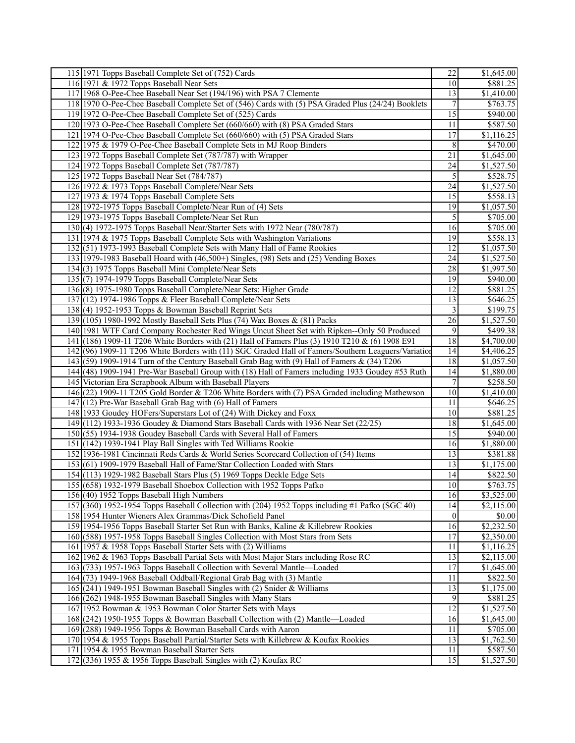| | | | |
|---|---|---|---|
| 115 | 1971 Topps Baseball Complete Set of (752) Cards | 22 | $1,645.00 |
| 116 | 1971 & 1972 Topps Baseball Near Sets | 10 | $881.25 |
| 117 | 1968 O-Pee-Chee Baseball Near Set (194/196) with PSA 7 Clemente | 13 | $1,410.00 |
| 118 | 1970 O-Pee-Chee Baseball Complete Set of (546) Cards with (5) PSA Graded Plus (24/24) Booklets | 7 | $763.75 |
| 119 | 1972 O-Pee-Chee Baseball Complete Set of (525) Cards | 15 | $940.00 |
| 120 | 1973 O-Pee-Chee Baseball Complete Set (660/660) with (8) PSA Graded Stars | 11 | $587.50 |
| 121 | 1974 O-Pee-Chee Baseball Complete Set (660/660) with (5) PSA Graded Stars | 17 | $1,116.25 |
| 122 | 1975 & 1979 O-Pee-Chee Baseball Complete Sets in MJ Roop Binders | 8 | $470.00 |
| 123 | 1972 Topps Baseball Complete Set (787/787) with Wrapper | 21 | $1,645.00 |
| 124 | 1972 Topps Baseball Complete Set (787/787) | 24 | $1,527.50 |
| 125 | 1972 Topps Baseball Near Set (784/787) | 5 | $528.75 |
| 126 | 1972 & 1973 Topps Baseball Complete/Near Sets | 24 | $1,527.50 |
| 127 | 1973 & 1974 Topps Baseball Complete Sets | 15 | $558.13 |
| 128 | 1972-1975 Topps Baseball Complete/Near Run of (4) Sets | 19 | $1,057.50 |
| 129 | 1973-1975 Topps Baseball Complete/Near Set Run | 5 | $705.00 |
| 130 | (4) 1972-1975 Topps Baseball Near/Starter Sets with 1972 Near (780/787) | 16 | $705.00 |
| 131 | 1974 & 1975 Topps Baseball Complete Sets with Washington Variations | 19 | $558.13 |
| 132 | (51) 1973-1993 Baseball Complete Sets with Many Hall of Fame Rookies | 12 | $1,057.50 |
| 133 | 1979-1983 Baseball Hoard with (46,500+) Singles, (98) Sets and (25) Vending Boxes | 24 | $1,527.50 |
| 134 | (3) 1975 Topps Baseball Mini Complete/Near Sets | 28 | $1,997.50 |
| 135 | (7) 1974-1979 Topps Baseball Complete/Near Sets | 19 | $940.00 |
| 136 | (8) 1975-1980 Topps Baseball Complete/Near Sets: Higher Grade | 12 | $881.25 |
| 137 | (12) 1974-1986 Topps & Fleer Baseball Complete/Near Sets | 13 | $646.25 |
| 138 | (4) 1952-1953 Topps & Bowman Baseball Reprint Sets | 3 | $199.75 |
| 139 | (105) 1980-1992 Mostly Baseball Sets Plus (74) Wax Boxes & (81) Packs | 26 | $1,527.50 |
| 140 | 1981 WTF Card Company Rochester Red Wings Uncut Sheet Set with Ripken--Only 50 Produced | 9 | $499.38 |
| 141 | (186) 1909-11 T206 White Borders with (21) Hall of Famers Plus (3) 1910 T210 & (6) 1908 E91 | 18 | $4,700.00 |
| 142 | (96) 1909-11 T206 White Borders with (11) SGC Graded Hall of Famers/Southern Leaguers/Variation | 14 | $4,406.25 |
| 143 | (59) 1909-1914 Turn of the Century Baseball Grab Bag with (9) Hall of Famers & (34) T206 | 18 | $1,057.50 |
| 144 | (48) 1909-1941 Pre-War Baseball Group with (18) Hall of Famers including 1933 Goudey #53 Ruth | 14 | $1,880.00 |
| 145 | Victorian Era Scrapbook Album with Baseball Players | 7 | $258.50 |
| 146 | (22) 1909-11 T205 Gold Border & T206 White Borders with (7) PSA Graded including Mathewson | 10 | $1,410.00 |
| 147 | (12) Pre-War Baseball Grab Bag with (6) Hall of Famers | 11 | $646.25 |
| 148 | 1933 Goudey HOFers/Superstars Lot of (24) With Dickey and Foxx | 10 | $881.25 |
| 149 | (112) 1933-1936 Goudey & Diamond Stars Baseball Cards with 1936 Near Set (22/25) | 18 | $1,645.00 |
| 150 | (55) 1934-1938 Goudey Baseball Cards with Several Hall of Famers | 15 | $940.00 |
| 151 | (142) 1939-1941 Play Ball Singles with Ted Williams Rookie | 16 | $1,880.00 |
| 152 | 1936-1981 Cincinnati Reds Cards & World Series Scorecard Collection of (54) Items | 13 | $381.88 |
| 153 | (61) 1909-1979 Baseball Hall of Fame/Star Collection Loaded with Stars | 13 | $1,175.00 |
| 154 | (113) 1929-1982 Baseball Stars Plus (5) 1969 Topps Deckle Edge Sets | 14 | $822.50 |
| 155 | (658) 1932-1979 Baseball Shoebox Collection with 1952 Topps Pafko | 10 | $763.75 |
| 156 | (40) 1952 Topps Baseball High Numbers | 16 | $3,525.00 |
| 157 | (360) 1952-1954 Topps Baseball Collection with (204) 1952 Topps including #1 Pafko (SGC 40) | 14 | $2,115.00 |
| 158 | 1954 Hunter Wieners Alex Grammas/Dick Schofield Panel | 0 | $0.00 |
| 159 | 1954-1956 Topps Baseball Starter Set Run with Banks, Kaline & Killebrew Rookies | 16 | $2,232.50 |
| 160 | (588) 1957-1958 Topps Baseball Singles Collection with Most Stars from Sets | 17 | $2,350.00 |
| 161 | 1957 & 1958 Topps Baseball Starter Sets with (2) Williams | 11 | $1,116.25 |
| 162 | 1962 & 1963 Topps Baseball Partial Sets with Most Major Stars including Rose RC | 13 | $2,115.00 |
| 163 | (733) 1957-1963 Topps Baseball Collection with Several Mantle—Loaded | 17 | $1,645.00 |
| 164 | (73) 1949-1968 Baseball Oddball/Regional Grab Bag with (3) Mantle | 11 | $822.50 |
| 165 | (241) 1949-1951 Bowman Baseball Singles with (2) Snider & Williams | 13 | $1,175.00 |
| 166 | (262) 1948-1955 Bowman Baseball Singles with Many Stars | 9 | $881.25 |
| 167 | 1952 Bowman & 1953 Bowman Color Starter Sets with Mays | 12 | $1,527.50 |
| 168 | (242) 1950-1955 Topps & Bowman Baseball Collection with (2) Mantle—Loaded | 16 | $1,645.00 |
| 169 | (288) 1949-1956 Topps & Bowman Baseball Cards with Aaron | 11 | $705.00 |
| 170 | 1954 & 1955 Topps Baseball Partial/Starter Sets with Killebrew & Koufax Rookies | 13 | $1,762.50 |
| 171 | 1954 & 1955 Bowman Baseball Starter Sets | 11 | $587.50 |
| 172 | (336) 1955 & 1956 Topps Baseball Singles with (2) Koufax RC | 15 | $1,527.50 |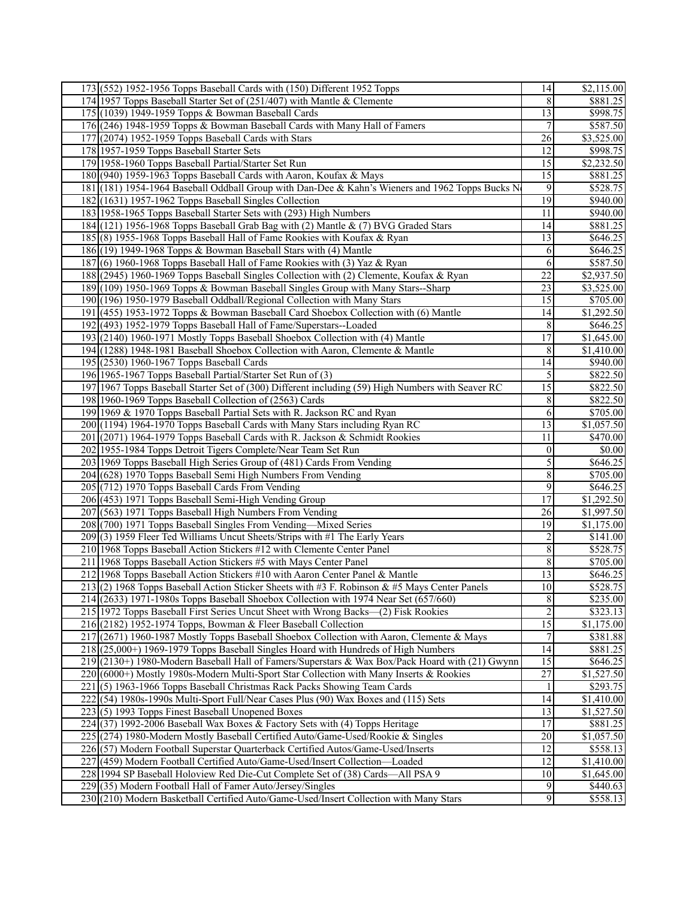| | | | |
|---|---|---|---|
| 173 | (552) 1952-1956 Topps Baseball Cards with (150) Different 1952 Topps | 14 | $2,115.00 |
| 174 | 1957 Topps Baseball Starter Set of (251/407) with Mantle & Clemente | 8 | $881.25 |
| 175 | (1039) 1949-1959 Topps & Bowman Baseball Cards | 13 | $998.75 |
| 176 | (246) 1948-1959 Topps & Bowman Baseball Cards with Many Hall of Famers | 7 | $587.50 |
| 177 | (2074) 1952-1959 Topps Baseball Cards with Stars | 26 | $3,525.00 |
| 178 | 1957-1959 Topps Baseball Starter Sets | 12 | $998.75 |
| 179 | 1958-1960 Topps Baseball Partial/Starter Set Run | 15 | $2,232.50 |
| 180 | (940) 1959-1963 Topps Baseball Cards with Aaron, Koufax & Mays | 15 | $881.25 |
| 181 | (181) 1954-1964 Baseball Oddball Group with Dan-Dee & Kahn's Wieners and 1962 Topps Bucks N | 9 | $528.75 |
| 182 | (1631) 1957-1962 Topps Baseball Singles Collection | 19 | $940.00 |
| 183 | 1958-1965 Topps Baseball Starter Sets with (293) High Numbers | 11 | $940.00 |
| 184 | (121) 1956-1968 Topps Baseball Grab Bag with (2) Mantle & (7) BVG Graded Stars | 14 | $881.25 |
| 185 | (8) 1955-1968 Topps Baseball Hall of Fame Rookies with Koufax & Ryan | 13 | $646.25 |
| 186 | (19) 1949-1968 Topps & Bowman Baseball Stars with (4) Mantle | 6 | $646.25 |
| 187 | (6) 1960-1968 Topps Baseball Hall of Fame Rookies with (3) Yaz & Ryan | 6 | $587.50 |
| 188 | (2945) 1960-1969 Topps Baseball Singles Collection with (2) Clemente, Koufax & Ryan | 22 | $2,937.50 |
| 189 | (109) 1950-1969 Topps & Bowman Baseball Singles Group with Many Stars--Sharp | 23 | $3,525.00 |
| 190 | (196) 1950-1979 Baseball Oddball/Regional Collection with Many Stars | 15 | $705.00 |
| 191 | (455) 1953-1972 Topps & Bowman Baseball Card Shoebox Collection with (6) Mantle | 14 | $1,292.50 |
| 192 | (493) 1952-1979 Topps Baseball Hall of Fame/Superstars--Loaded | 8 | $646.25 |
| 193 | (2140) 1960-1971 Mostly Topps Baseball Shoebox Collection with (4) Mantle | 17 | $1,645.00 |
| 194 | (1288) 1948-1981 Baseball Shoebox Collection with Aaron, Clemente & Mantle | 8 | $1,410.00 |
| 195 | (2530) 1960-1967 Topps Baseball Cards | 14 | $940.00 |
| 196 | 1965-1967 Topps Baseball Partial/Starter Set Run of (3) | 5 | $822.50 |
| 197 | 1967 Topps Baseball Starter Set of (300) Different including (59) High Numbers with Seaver RC | 15 | $822.50 |
| 198 | 1960-1969 Topps Baseball Collection of (2563) Cards | 8 | $822.50 |
| 199 | 1969 & 1970 Topps Baseball Partial Sets with R. Jackson RC and Ryan | 6 | $705.00 |
| 200 | (1194) 1964-1970 Topps Baseball Cards with Many Stars including Ryan RC | 13 | $1,057.50 |
| 201 | (2071) 1964-1979 Topps Baseball Cards with R. Jackson & Schmidt Rookies | 11 | $470.00 |
| 202 | 1955-1984 Topps Detroit Tigers Complete/Near Team Set Run | 0 | $0.00 |
| 203 | 1969 Topps Baseball High Series Group of (481) Cards From Vending | 5 | $646.25 |
| 204 | (628) 1970 Topps Baseball Semi High Numbers From Vending | 8 | $705.00 |
| 205 | (712) 1970 Topps Baseball Cards From Vending | 9 | $646.25 |
| 206 | (453) 1971 Topps Baseball Semi-High Vending Group | 17 | $1,292.50 |
| 207 | (563) 1971 Topps Baseball High Numbers From Vending | 26 | $1,997.50 |
| 208 | (700) 1971 Topps Baseball Singles From Vending—Mixed Series | 19 | $1,175.00 |
| 209 | (3) 1959 Fleer Ted Williams Uncut Sheets/Strips with #1 The Early Years | 2 | $141.00 |
| 210 | 1968 Topps Baseball Action Stickers #12 with Clemente Center Panel | 8 | $528.75 |
| 211 | 1968 Topps Baseball Action Stickers #5 with Mays Center Panel | 8 | $705.00 |
| 212 | 1968 Topps Baseball Action Stickers #10 with Aaron Center Panel & Mantle | 13 | $646.25 |
| 213 | (2) 1968 Topps Baseball Action Sticker Sheets with #3 F. Robinson & #5 Mays Center Panels | 10 | $528.75 |
| 214 | (2633) 1971-1980s Topps Baseball Shoebox Collection with 1974 Near Set (657/660) | 8 | $235.00 |
| 215 | 1972 Topps Baseball First Series Uncut Sheet with Wrong Backs—(2) Fisk Rookies | 2 | $323.13 |
| 216 | (2182) 1952-1974 Topps, Bowman & Fleer Baseball Collection | 15 | $1,175.00 |
| 217 | (2671) 1960-1987 Mostly Topps Baseball Shoebox Collection with Aaron, Clemente & Mays | 7 | $381.88 |
| 218 | (25,000+) 1969-1979 Topps Baseball Singles Hoard with Hundreds of High Numbers | 14 | $881.25 |
| 219 | (2130+) 1980-Modern Baseball Hall of Famers/Superstars & Wax Box/Pack Hoard with (21) Gwynn | 15 | $646.25 |
| 220 | (6000+) Mostly 1980s-Modern Multi-Sport Star Collection with Many Inserts & Rookies | 27 | $1,527.50 |
| 221 | (5) 1963-1966 Topps Baseball Christmas Rack Packs Showing Team Cards | 1 | $293.75 |
| 222 | (54) 1980s-1990s Multi-Sport Full/Near Cases Plus (90) Wax Boxes and (115) Sets | 14 | $1,410.00 |
| 223 | (5) 1993 Topps Finest Baseball Unopened Boxes | 13 | $1,527.50 |
| 224 | (37) 1992-2006 Baseball Wax Boxes & Factory Sets with (4) Topps Heritage | 17 | $881.25 |
| 225 | (274) 1980-Modern Mostly Baseball Certified Auto/Game-Used/Rookie & Singles | 20 | $1,057.50 |
| 226 | (57) Modern Football Superstar Quarterback Certified Autos/Game-Used/Inserts | 12 | $558.13 |
| 227 | (459) Modern Football Certified Auto/Game-Used/Insert Collection—Loaded | 12 | $1,410.00 |
| 228 | 1994 SP Baseball Holoview Red Die-Cut Complete Set of (38) Cards—All PSA 9 | 10 | $1,645.00 |
| 229 | (35) Modern Football Hall of Famer Auto/Jersey/Singles | 9 | $440.63 |
| 230 | (210) Modern Basketball Certified Auto/Game-Used/Insert Collection with Many Stars | 9 | $558.13 |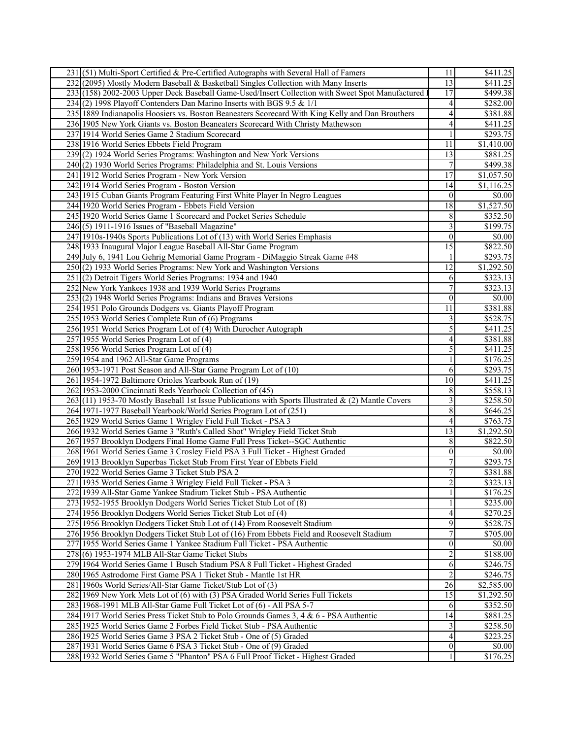| | | | |
|---|---|---|---|
| 231 | (51) Multi-Sport Certified & Pre-Certified Autographs with Several Hall of Famers | 11 | $411.25 |
| 232 | (2095) Mostly Modern Baseball & Basketball Singles Collection with Many Inserts | 13 | $411.25 |
| 233 | (158) 2002-2003 Upper Deck Baseball Game-Used/Insert Collection with Sweet Spot Manufactured I | 17 | $499.38 |
| 234 | (2) 1998 Playoff Contenders Dan Marino Inserts with BGS 9.5 & 1/1 | 4 | $282.00 |
| 235 | 1889 Indianapolis Hoosiers vs. Boston Beaneaters Scorecard With King Kelly and Dan Brouthers | 4 | $381.88 |
| 236 | 1905 New York Giants vs. Boston Beaneaters Scorecard With Christy Mathewson | 4 | $411.25 |
| 237 | 1914 World Series Game 2 Stadium Scorecard | 1 | $293.75 |
| 238 | 1916 World Series Ebbets Field Program | 11 | $1,410.00 |
| 239 | (2) 1924 World Series Programs: Washington and New York Versions | 13 | $881.25 |
| 240 | (2) 1930 World Series Programs: Philadelphia and St. Louis Versions | 7 | $499.38 |
| 241 | 1912 World Series Program - New York Version | 17 | $1,057.50 |
| 242 | 1914 World Series Program - Boston Version | 14 | $1,116.25 |
| 243 | 1915 Cuban Giants Program Featuring First White Player In Negro Leagues | 0 | $0.00 |
| 244 | 1920 World Series Program - Ebbets Field Version | 18 | $1,527.50 |
| 245 | 1920 World Series Game 1 Scorecard and Pocket Series Schedule | 8 | $352.50 |
| 246 | (5) 1911-1916 Issues of "Baseball Magazine" | 3 | $199.75 |
| 247 | 1910s-1940s Sports Publications Lot of (13) with World Series Emphasis | 0 | $0.00 |
| 248 | 1933 Inaugural Major League Baseball All-Star Game Program | 15 | $822.50 |
| 249 | July 6, 1941 Lou Gehrig Memorial Game Program - DiMaggio Streak Game #48 | 1 | $293.75 |
| 250 | (2) 1933 World Series Programs: New York and Washington Versions | 12 | $1,292.50 |
| 251 | (2) Detroit Tigers World Series Programs: 1934 and 1940 | 6 | $323.13 |
| 252 | New York Yankees 1938 and 1939 World Series Programs | 7 | $323.13 |
| 253 | (2) 1948 World Series Programs: Indians and Braves Versions | 0 | $0.00 |
| 254 | 1951 Polo Grounds Dodgers vs. Giants Playoff Program | 11 | $381.88 |
| 255 | 1953 World Series Complete Run of (6) Programs | 3 | $528.75 |
| 256 | 1951 World Series Program Lot of (4) With Durocher Autograph | 5 | $411.25 |
| 257 | 1955 World Series Program Lot of (4) | 4 | $381.88 |
| 258 | 1956 World Series Program Lot of (4) | 5 | $411.25 |
| 259 | 1954 and 1962 All-Star Game Programs | 1 | $176.25 |
| 260 | 1953-1971 Post Season and All-Star Game Program Lot of (10) | 6 | $293.75 |
| 261 | 1954-1972 Baltimore Orioles Yearbook Run of (19) | 10 | $411.25 |
| 262 | 1953-2000 Cincinnati Reds Yearbook Collection of (45) | 8 | $558.13 |
| 263 | (11) 1953-70 Mostly Baseball 1st Issue Publications with Sports Illustrated & (2) Mantle Covers | 3 | $258.50 |
| 264 | 1971-1977 Baseball Yearbook/World Series Program Lot of (251) | 8 | $646.25 |
| 265 | 1929 World Series Game 1 Wrigley Field Full Ticket - PSA 3 | 4 | $763.75 |
| 266 | 1932 World Series Game 3 "Ruth's Called Shot" Wrigley Field Ticket Stub | 13 | $1,292.50 |
| 267 | 1957 Brooklyn Dodgers Final Home Game Full Press Ticket--SGC Authentic | 8 | $822.50 |
| 268 | 1961 World Series Game 3 Crosley Field PSA 3 Full Ticket - Highest Graded | 0 | $0.00 |
| 269 | 1913 Brooklyn Superbas Ticket Stub From First Year of Ebbets Field | 7 | $293.75 |
| 270 | 1922 World Series Game 3 Ticket Stub PSA 2 | 7 | $381.88 |
| 271 | 1935 World Series Game 3 Wrigley Field Full Ticket - PSA 3 | 2 | $323.13 |
| 272 | 1939 All-Star Game Yankee Stadium Ticket Stub - PSA Authentic | 1 | $176.25 |
| 273 | 1952-1955 Brooklyn Dodgers World Series Ticket Stub Lot of (8) | 1 | $235.00 |
| 274 | 1956 Brooklyn Dodgers World Series Ticket Stub Lot of (4) | 4 | $270.25 |
| 275 | 1956 Brooklyn Dodgers Ticket Stub Lot of (14) From Roosevelt Stadium | 9 | $528.75 |
| 276 | 1956 Brooklyn Dodgers Ticket Stub Lot of (16) From Ebbets Field and Roosevelt Stadium | 7 | $705.00 |
| 277 | 1955 World Series Game 1 Yankee Stadium Full Ticket - PSA Authentic | 0 | $0.00 |
| 278 | (6) 1953-1974 MLB All-Star Game Ticket Stubs | 2 | $188.00 |
| 279 | 1964 World Series Game 1 Busch Stadium PSA 8 Full Ticket - Highest Graded | 6 | $246.75 |
| 280 | 1965 Astrodome First Game PSA 1 Ticket Stub - Mantle 1st HR | 2 | $246.75 |
| 281 | 1960s World Series/All-Star Game Ticket/Stub Lot of (3) | 26 | $2,585.00 |
| 282 | 1969 New York Mets Lot of (6) with (3) PSA Graded World Series Full Tickets | 15 | $1,292.50 |
| 283 | 1968-1991 MLB All-Star Game Full Ticket Lot of (6) - All PSA 5-7 | 6 | $352.50 |
| 284 | 1917 World Series Press Ticket Stub to Polo Grounds Games 3, 4 & 6 - PSA Authentic | 14 | $881.25 |
| 285 | 1925 World Series Game 2 Forbes Field Ticket Stub - PSA Authentic | 3 | $258.50 |
| 286 | 1925 World Series Game 3 PSA 2 Ticket Stub - One of (5) Graded | 4 | $223.25 |
| 287 | 1931 World Series Game 6 PSA 3 Ticket Stub - One of (9) Graded | 0 | $0.00 |
| 288 | 1932 World Series Game 5 "Phanton" PSA 6 Full Proof Ticket - Highest Graded | 1 | $176.25 |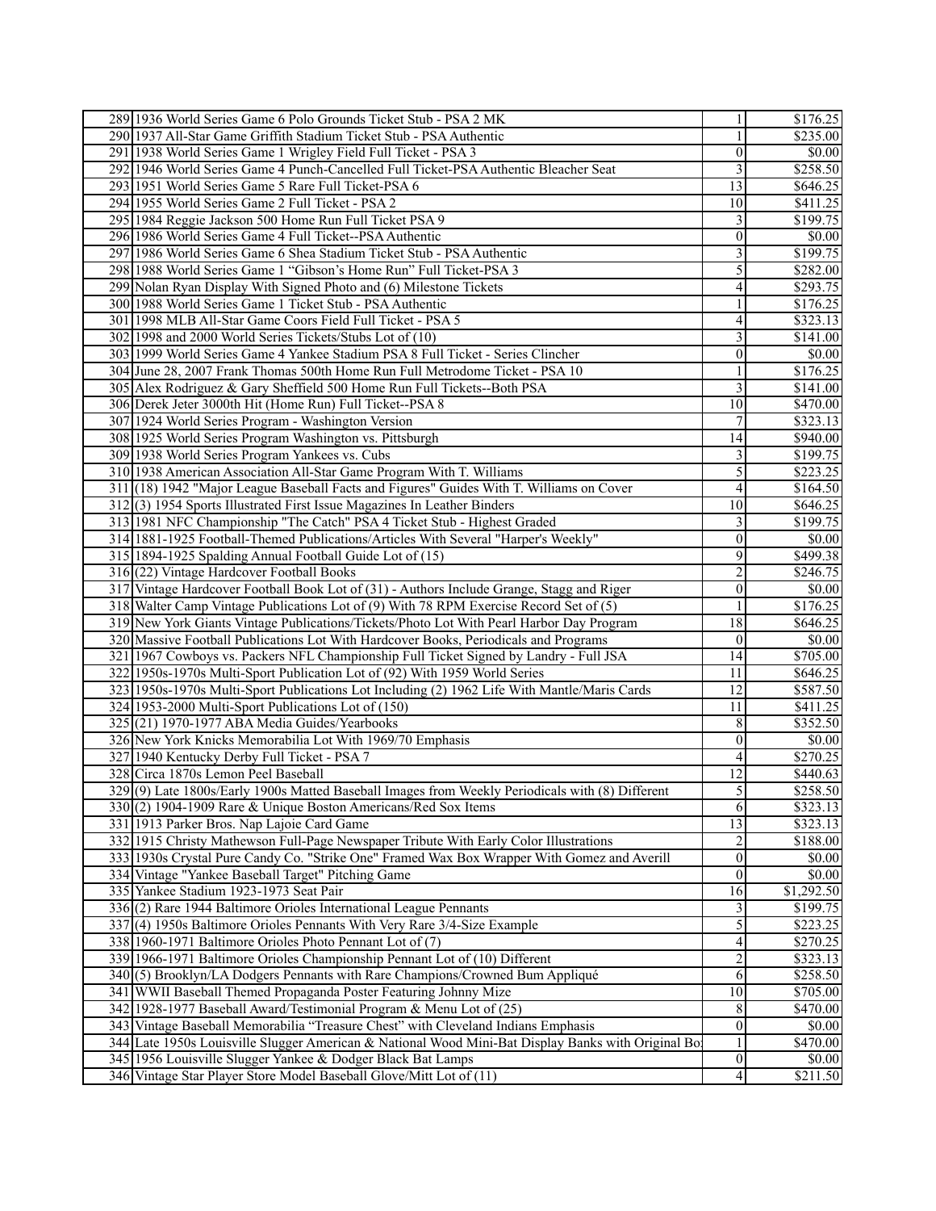| | | | |
|---|---|---|---|
| 289 | 1936 World Series Game 6 Polo Grounds Ticket Stub - PSA 2 MK | 1 | $176.25 |
| 290 | 1937 All-Star Game Griffith Stadium Ticket Stub - PSA Authentic | 1 | $235.00 |
| 291 | 1938 World Series Game 1 Wrigley Field Full Ticket - PSA 3 | 0 | $0.00 |
| 292 | 1946 World Series Game 4 Punch-Cancelled Full Ticket-PSA Authentic Bleacher Seat | 3 | $258.50 |
| 293 | 1951 World Series Game 5 Rare Full Ticket-PSA 6 | 13 | $646.25 |
| 294 | 1955 World Series Game 2 Full Ticket - PSA 2 | 10 | $411.25 |
| 295 | 1984 Reggie Jackson 500 Home Run Full Ticket PSA 9 | 3 | $199.75 |
| 296 | 1986 World Series Game 4 Full Ticket--PSA Authentic | 0 | $0.00 |
| 297 | 1986 World Series Game 6 Shea Stadium Ticket Stub - PSA Authentic | 3 | $199.75 |
| 298 | 1988 World Series Game 1 "Gibson's Home Run" Full Ticket-PSA 3 | 5 | $282.00 |
| 299 | Nolan Ryan Display With Signed Photo and (6) Milestone Tickets | 4 | $293.75 |
| 300 | 1988 World Series Game 1 Ticket Stub - PSA Authentic | 1 | $176.25 |
| 301 | 1998 MLB All-Star Game Coors Field Full Ticket - PSA 5 | 4 | $323.13 |
| 302 | 1998 and 2000 World Series Tickets/Stubs Lot of (10) | 3 | $141.00 |
| 303 | 1999 World Series Game 4 Yankee Stadium PSA 8 Full Ticket - Series Clincher | 0 | $0.00 |
| 304 | June 28, 2007 Frank Thomas 500th Home Run Full Metrodome Ticket - PSA 10 | 1 | $176.25 |
| 305 | Alex Rodriguez & Gary Sheffield 500 Home Run Full Tickets--Both PSA | 3 | $141.00 |
| 306 | Derek Jeter 3000th Hit (Home Run) Full Ticket--PSA 8 | 10 | $470.00 |
| 307 | 1924 World Series Program - Washington Version | 7 | $323.13 |
| 308 | 1925 World Series Program Washington vs. Pittsburgh | 14 | $940.00 |
| 309 | 1938 World Series Program Yankees vs. Cubs | 3 | $199.75 |
| 310 | 1938 American Association All-Star Game Program With T. Williams | 5 | $223.25 |
| 311 | (18) 1942 "Major League Baseball Facts and Figures" Guides With T. Williams on Cover | 4 | $164.50 |
| 312 | (3) 1954 Sports Illustrated First Issue Magazines In Leather Binders | 10 | $646.25 |
| 313 | 1981 NFC Championship "The Catch" PSA 4 Ticket Stub - Highest Graded | 3 | $199.75 |
| 314 | 1881-1925 Football-Themed Publications/Articles With Several "Harper's Weekly" | 0 | $0.00 |
| 315 | 1894-1925 Spalding Annual Football Guide Lot of (15) | 9 | $499.38 |
| 316 | (22) Vintage Hardcover Football Books | 2 | $246.75 |
| 317 | Vintage Hardcover Football Book Lot of (31) - Authors Include Grange, Stagg and Riger | 0 | $0.00 |
| 318 | Walter Camp Vintage Publications Lot of (9) With 78 RPM Exercise Record Set of (5) | 1 | $176.25 |
| 319 | New York Giants Vintage Publications/Tickets/Photo Lot With Pearl Harbor Day Program | 18 | $646.25 |
| 320 | Massive Football Publications Lot With Hardcover Books, Periodicals and Programs | 0 | $0.00 |
| 321 | 1967 Cowboys vs. Packers NFL Championship Full Ticket Signed by Landry - Full JSA | 14 | $705.00 |
| 322 | 1950s-1970s Multi-Sport Publication Lot of (92) With 1959 World Series | 11 | $646.25 |
| 323 | 1950s-1970s Multi-Sport Publications Lot Including (2) 1962 Life With Mantle/Maris Cards | 12 | $587.50 |
| 324 | 1953-2000 Multi-Sport Publications Lot of (150) | 11 | $411.25 |
| 325 | (21) 1970-1977 ABA Media Guides/Yearbooks | 8 | $352.50 |
| 326 | New York Knicks Memorabilia Lot With 1969/70 Emphasis | 0 | $0.00 |
| 327 | 1940 Kentucky Derby Full Ticket - PSA 7 | 4 | $270.25 |
| 328 | Circa 1870s Lemon Peel Baseball | 12 | $440.63 |
| 329 | (9) Late 1800s/Early 1900s Matted Baseball Images from Weekly Periodicals with (8) Different | 5 | $258.50 |
| 330 | (2) 1904-1909 Rare & Unique Boston Americans/Red Sox Items | 6 | $323.13 |
| 331 | 1913 Parker Bros. Nap Lajoie Card Game | 13 | $323.13 |
| 332 | 1915 Christy Mathewson Full-Page Newspaper Tribute With Early Color Illustrations | 2 | $188.00 |
| 333 | 1930s Crystal Pure Candy Co. "Strike One" Framed Wax Box Wrapper With Gomez and Averill | 0 | $0.00 |
| 334 | Vintage "Yankee Baseball Target" Pitching Game | 0 | $0.00 |
| 335 | Yankee Stadium 1923-1973 Seat Pair | 16 | $1,292.50 |
| 336 | (2) Rare 1944 Baltimore Orioles International League Pennants | 3 | $199.75 |
| 337 | (4) 1950s Baltimore Orioles Pennants With Very Rare 3/4-Size Example | 5 | $223.25 |
| 338 | 1960-1971 Baltimore Orioles Photo Pennant Lot of (7) | 4 | $270.25 |
| 339 | 1966-1971 Baltimore Orioles Championship Pennant Lot of (10) Different | 2 | $323.13 |
| 340 | (5) Brooklyn/LA Dodgers Pennants with Rare Champions/Crowned Bum Appliqué | 6 | $258.50 |
| 341 | WWII Baseball Themed Propaganda Poster Featuring Johnny Mize | 10 | $705.00 |
| 342 | 1928-1977 Baseball Award/Testimonial Program & Menu Lot of (25) | 8 | $470.00 |
| 343 | Vintage Baseball Memorabilia "Treasure Chest" with Cleveland Indians Emphasis | 0 | $0.00 |
| 344 | Late 1950s Louisville Slugger American & National Wood Mini-Bat Display Banks with Original Bo | 1 | $470.00 |
| 345 | 1956 Louisville Slugger Yankee & Dodger Black Bat Lamps | 0 | $0.00 |
| 346 | Vintage Star Player Store Model Baseball Glove/Mitt Lot of (11) | 4 | $211.50 |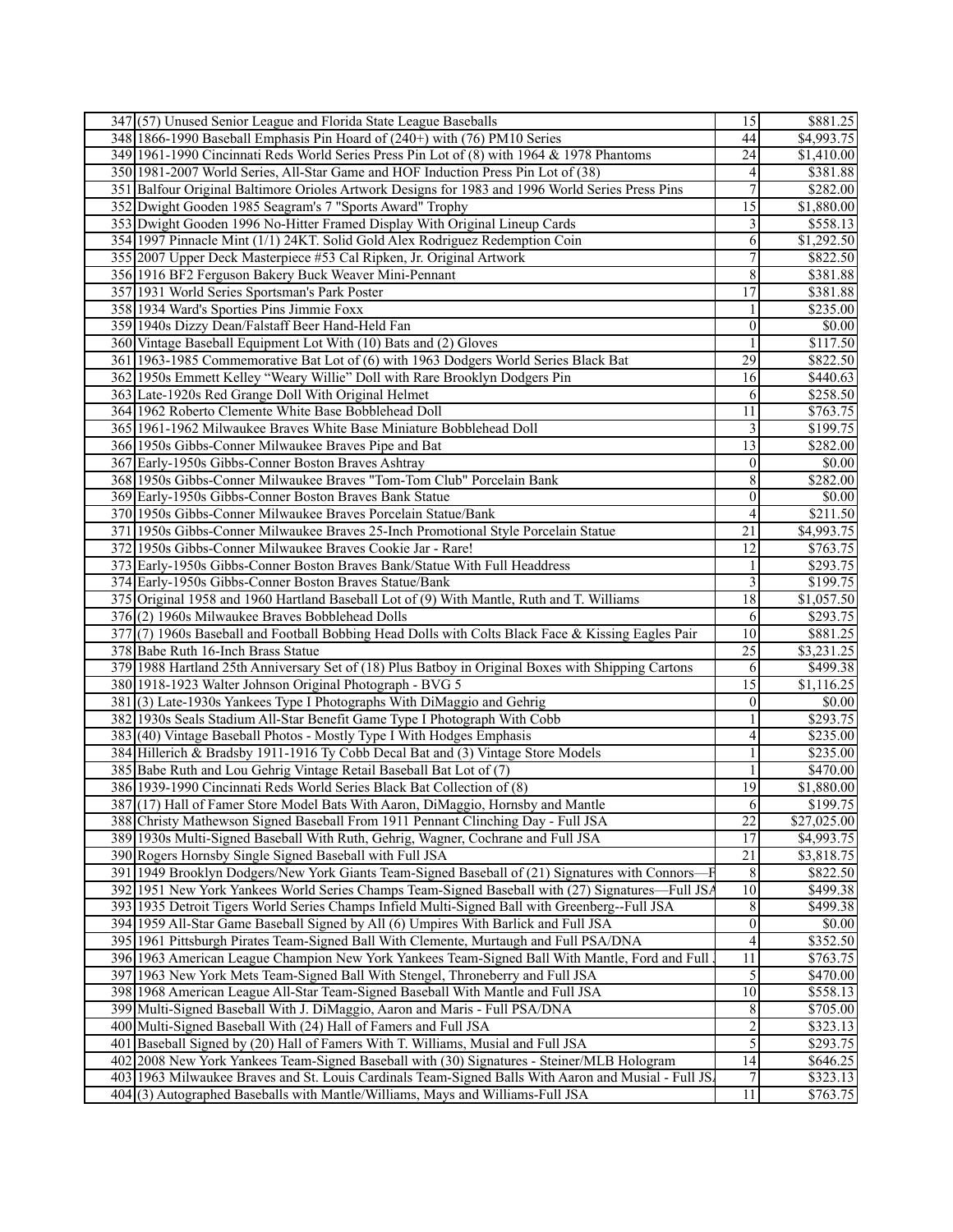| | | | |
|---|---|---|---|
| 347 | (57) Unused Senior League and Florida State League Baseballs | 15 | $881.25 |
| 348 | 1866-1990 Baseball Emphasis Pin Hoard of (240+) with (76) PM10 Series | 44 | $4,993.75 |
| 349 | 1961-1990 Cincinnati Reds World Series Press Pin Lot of (8) with 1964 & 1978 Phantoms | 24 | $1,410.00 |
| 350 | 1981-2007 World Series, All-Star Game and HOF Induction Press Pin Lot of (38) | 4 | $381.88 |
| 351 | Balfour Original Baltimore Orioles Artwork Designs for 1983 and 1996 World Series Press Pins | 7 | $282.00 |
| 352 | Dwight Gooden 1985 Seagram's 7 "Sports Award" Trophy | 15 | $1,880.00 |
| 353 | Dwight Gooden 1996 No-Hitter Framed Display With Original Lineup Cards | 3 | $558.13 |
| 354 | 1997 Pinnacle Mint (1/1) 24KT. Solid Gold Alex Rodriguez Redemption Coin | 6 | $1,292.50 |
| 355 | 2007 Upper Deck Masterpiece #53 Cal Ripken, Jr. Original Artwork | 7 | $822.50 |
| 356 | 1916 BF2 Ferguson Bakery Buck Weaver Mini-Pennant | 8 | $381.88 |
| 357 | 1931 World Series Sportsman's Park Poster | 17 | $381.88 |
| 358 | 1934 Ward's Sporties Pins Jimmie Foxx | 1 | $235.00 |
| 359 | 1940s Dizzy Dean/Falstaff Beer Hand-Held Fan | 0 | $0.00 |
| 360 | Vintage Baseball Equipment Lot With (10) Bats and (2) Gloves | 1 | $117.50 |
| 361 | 1963-1985 Commemorative Bat Lot of (6) with 1963 Dodgers World Series Black Bat | 29 | $822.50 |
| 362 | 1950s Emmett Kelley "Weary Willie" Doll with Rare Brooklyn Dodgers Pin | 16 | $440.63 |
| 363 | Late-1920s Red Grange Doll With Original Helmet | 6 | $258.50 |
| 364 | 1962 Roberto Clemente White Base Bobblehead Doll | 11 | $763.75 |
| 365 | 1961-1962 Milwaukee Braves White Base Miniature Bobblehead Doll | 3 | $199.75 |
| 366 | 1950s Gibbs-Conner Milwaukee Braves Pipe and Bat | 13 | $282.00 |
| 367 | Early-1950s Gibbs-Conner Boston Braves Ashtray | 0 | $0.00 |
| 368 | 1950s Gibbs-Conner Milwaukee Braves "Tom-Tom Club" Porcelain Bank | 8 | $282.00 |
| 369 | Early-1950s Gibbs-Conner Boston Braves Bank Statue | 0 | $0.00 |
| 370 | 1950s Gibbs-Conner Milwaukee Braves Porcelain Statue/Bank | 4 | $211.50 |
| 371 | 1950s Gibbs-Conner Milwaukee Braves 25-Inch Promotional Style Porcelain Statue | 21 | $4,993.75 |
| 372 | 1950s Gibbs-Conner Milwaukee Braves Cookie Jar - Rare! | 12 | $763.75 |
| 373 | Early-1950s Gibbs-Conner Boston Braves Bank/Statue With Full Headdress | 1 | $293.75 |
| 374 | Early-1950s Gibbs-Conner Boston Braves Statue/Bank | 3 | $199.75 |
| 375 | Original 1958 and 1960 Hartland Baseball Lot of (9) With Mantle, Ruth and T. Williams | 18 | $1,057.50 |
| 376 | (2) 1960s Milwaukee Braves Bobblehead Dolls | 6 | $293.75 |
| 377 | (7) 1960s Baseball and Football Bobbing Head Dolls with Colts Black Face & Kissing Eagles Pair | 10 | $881.25 |
| 378 | Babe Ruth 16-Inch Brass Statue | 25 | $3,231.25 |
| 379 | 1988 Hartland 25th Anniversary Set of (18) Plus Batboy in Original Boxes with Shipping Cartons | 6 | $499.38 |
| 380 | 1918-1923 Walter Johnson Original Photograph - BVG 5 | 15 | $1,116.25 |
| 381 | (3) Late-1930s Yankees Type I Photographs With DiMaggio and Gehrig | 0 | $0.00 |
| 382 | 1930s Seals Stadium All-Star Benefit Game Type I Photograph With Cobb | 1 | $293.75 |
| 383 | (40) Vintage Baseball Photos - Mostly Type I With Hodges Emphasis | 4 | $235.00 |
| 384 | Hillerich & Bradsby 1911-1916 Ty Cobb Decal Bat and (3) Vintage Store Models | 1 | $235.00 |
| 385 | Babe Ruth and Lou Gehrig Vintage Retail Baseball Bat Lot of (7) | 1 | $470.00 |
| 386 | 1939-1990 Cincinnati Reds World Series Black Bat Collection of (8) | 19 | $1,880.00 |
| 387 | (17) Hall of Famer Store Model Bats With Aaron, DiMaggio, Hornsby and Mantle | 6 | $199.75 |
| 388 | Christy Mathewson Signed Baseball From 1911 Pennant Clinching Day - Full JSA | 22 | $27,025.00 |
| 389 | 1930s Multi-Signed Baseball With Ruth, Gehrig, Wagner, Cochrane and Full JSA | 17 | $4,993.75 |
| 390 | Rogers Hornsby Single Signed Baseball with Full JSA | 21 | $3,818.75 |
| 391 | 1949 Brooklyn Dodgers/New York Giants Team-Signed Baseball of (21) Signatures with Connors—F | 8 | $822.50 |
| 392 | 1951 New York Yankees World Series Champs Team-Signed Baseball with (27) Signatures—Full JSA | 10 | $499.38 |
| 393 | 1935 Detroit Tigers World Series Champs Infield Multi-Signed Ball with Greenberg--Full JSA | 8 | $499.38 |
| 394 | 1959 All-Star Game Baseball Signed by All (6) Umpires With Barlick and Full JSA | 0 | $0.00 |
| 395 | 1961 Pittsburgh Pirates Team-Signed Ball With Clemente, Murtaugh and Full PSA/DNA | 4 | $352.50 |
| 396 | 1963 American League Champion New York Yankees Team-Signed Ball With Mantle, Ford and Full | 11 | $763.75 |
| 397 | 1963 New York Mets Team-Signed Ball With Stengel, Throneberry and Full JSA | 5 | $470.00 |
| 398 | 1968 American League All-Star Team-Signed Baseball With Mantle and Full JSA | 10 | $558.13 |
| 399 | Multi-Signed Baseball With J. DiMaggio, Aaron and Maris - Full PSA/DNA | 8 | $705.00 |
| 400 | Multi-Signed Baseball With (24) Hall of Famers and Full JSA | 2 | $323.13 |
| 401 | Baseball Signed by (20) Hall of Famers With T. Williams, Musial and Full JSA | 5 | $293.75 |
| 402 | 2008 New York Yankees Team-Signed Baseball with (30) Signatures - Steiner/MLB Hologram | 14 | $646.25 |
| 403 | 1963 Milwaukee Braves and St. Louis Cardinals Team-Signed Balls With Aaron and Musial - Full JS | 7 | $323.13 |
| 404 | (3) Autographed Baseballs with Mantle/Williams, Mays and Williams-Full JSA | 11 | $763.75 |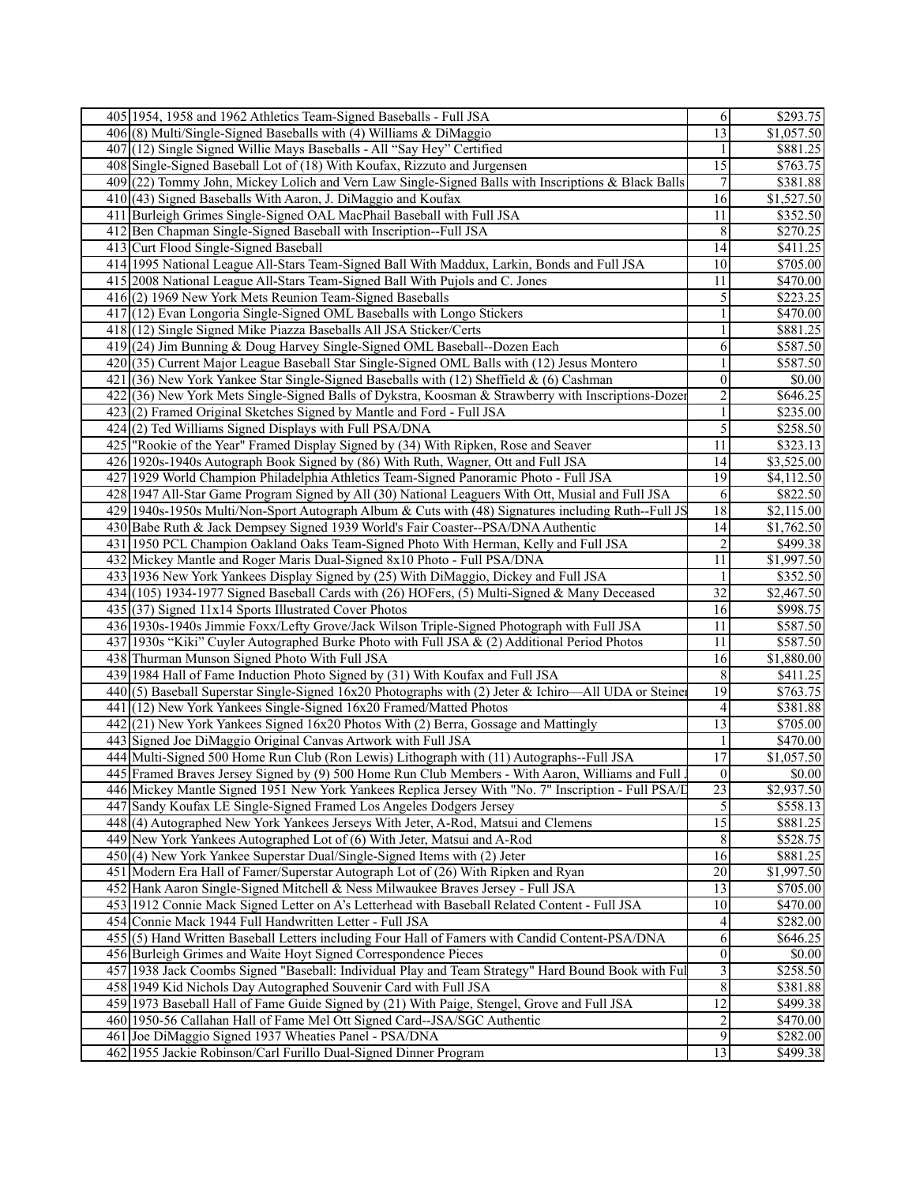| | | | |
|---|---|---|---|
| 405 | 1954, 1958 and 1962 Athletics Team-Signed Baseballs - Full JSA | 6 | $293.75 |
| 406 | (8) Multi/Single-Signed Baseballs with (4) Williams & DiMaggio | 13 | $1,057.50 |
| 407 | (12) Single Signed Willie Mays Baseballs - All "Say Hey" Certified | 1 | $881.25 |
| 408 | Single-Signed Baseball Lot of (18) With Koufax, Rizzuto and Jurgensen | 15 | $763.75 |
| 409 | (22) Tommy John, Mickey Lolich and Vern Law Single-Signed Balls with Inscriptions & Black Balls | 7 | $381.88 |
| 410 | (43) Signed Baseballs With Aaron, J. DiMaggio and Koufax | 16 | $1,527.50 |
| 411 | Burleigh Grimes Single-Signed OAL MacPhail Baseball with Full JSA | 11 | $352.50 |
| 412 | Ben Chapman Single-Signed Baseball with Inscription--Full JSA | 8 | $270.25 |
| 413 | Curt Flood Single-Signed Baseball | 14 | $411.25 |
| 414 | 1995 National League All-Stars Team-Signed Ball With Maddux, Larkin, Bonds and Full JSA | 10 | $705.00 |
| 415 | 2008 National League All-Stars Team-Signed Ball With Pujols and C. Jones | 11 | $470.00 |
| 416 | (2) 1969 New York Mets Reunion Team-Signed Baseballs | 5 | $223.25 |
| 417 | (12) Evan Longoria Single-Signed OML Baseballs with Longo Stickers | 1 | $470.00 |
| 418 | (12) Single Signed Mike Piazza Baseballs All JSA Sticker/Certs | 1 | $881.25 |
| 419 | (24) Jim Bunning & Doug Harvey Single-Signed OML Baseball--Dozen Each | 6 | $587.50 |
| 420 | (35) Current Major League Baseball Star Single-Signed OML Balls with (12) Jesus Montero | 1 | $587.50 |
| 421 | (36) New York Yankee Star Single-Signed Baseballs with (12) Sheffield & (6) Cashman | 0 | $0.00 |
| 422 | (36) New York Mets Single-Signed Balls of Dykstra, Koosman & Strawberry with Inscriptions-Dozen | 2 | $646.25 |
| 423 | (2) Framed Original Sketches Signed by Mantle and Ford - Full JSA | 1 | $235.00 |
| 424 | (2) Ted Williams Signed Displays with Full PSA/DNA | 5 | $258.50 |
| 425 | "Rookie of the Year" Framed Display Signed by (34) With Ripken, Rose and Seaver | 11 | $323.13 |
| 426 | 1920s-1940s Autograph Book Signed by (86) With Ruth, Wagner, Ott and Full JSA | 14 | $3,525.00 |
| 427 | 1929 World Champion Philadelphia Athletics Team-Signed Panoramic Photo - Full JSA | 19 | $4,112.50 |
| 428 | 1947 All-Star Game Program Signed by All (30) National Leaguers With Ott, Musial and Full JSA | 6 | $822.50 |
| 429 | 1940s-1950s Multi/Non-Sport Autograph Album & Cuts with (48) Signatures including Ruth--Full JS | 18 | $2,115.00 |
| 430 | Babe Ruth & Jack Dempsey Signed 1939 World's Fair Coaster--PSA/DNA Authentic | 14 | $1,762.50 |
| 431 | 1950 PCL Champion Oakland Oaks Team-Signed Photo With Herman, Kelly and Full JSA | 2 | $499.38 |
| 432 | Mickey Mantle and Roger Maris Dual-Signed 8x10 Photo - Full PSA/DNA | 11 | $1,997.50 |
| 433 | 1936 New York Yankees Display Signed by (25) With DiMaggio, Dickey and Full JSA | 1 | $352.50 |
| 434 | (105) 1934-1977 Signed Baseball Cards with (26) HOFers, (5) Multi-Signed & Many Deceased | 32 | $2,467.50 |
| 435 | (37) Signed 11x14 Sports Illustrated Cover Photos | 16 | $998.75 |
| 436 | 1930s-1940s Jimmie Foxx/Lefty Grove/Jack Wilson Triple-Signed Photograph with Full JSA | 11 | $587.50 |
| 437 | 1930s "Kiki" Cuyler Autographed Burke Photo with Full JSA & (2) Additional Period Photos | 11 | $587.50 |
| 438 | Thurman Munson Signed Photo With Full JSA | 16 | $1,880.00 |
| 439 | 1984 Hall of Fame Induction Photo Signed by (31) With Koufax and Full JSA | 8 | $411.25 |
| 440 | (5) Baseball Superstar Single-Signed 16x20 Photographs with (2) Jeter & Ichiro—All UDA or Steiner | 19 | $763.75 |
| 441 | (12) New York Yankees Single-Signed 16x20 Framed/Matted Photos | 4 | $381.88 |
| 442 | (21) New York Yankees Signed 16x20 Photos With (2) Berra, Gossage and Mattingly | 13 | $705.00 |
| 443 | Signed Joe DiMaggio Original Canvas Artwork with Full JSA | 1 | $470.00 |
| 444 | Multi-Signed 500 Home Run Club (Ron Lewis) Lithograph with (11) Autographs--Full JSA | 17 | $1,057.50 |
| 445 | Framed Braves Jersey Signed by (9) 500 Home Run Club Members - With Aaron, Williams and Full J | 0 | $0.00 |
| 446 | Mickey Mantle Signed 1951 New York Yankees Replica Jersey With "No. 7" Inscription - Full PSA/D | 23 | $2,937.50 |
| 447 | Sandy Koufax LE Single-Signed Framed Los Angeles Dodgers Jersey | 5 | $558.13 |
| 448 | (4) Autographed New York Yankees Jerseys With Jeter, A-Rod, Matsui and Clemens | 15 | $881.25 |
| 449 | New York Yankees Autographed Lot of (6) With Jeter, Matsui and A-Rod | 8 | $528.75 |
| 450 | (4) New York Yankee Superstar Dual/Single-Signed Items with (2) Jeter | 16 | $881.25 |
| 451 | Modern Era Hall of Famer/Superstar Autograph Lot of (26) With Ripken and Ryan | 20 | $1,997.50 |
| 452 | Hank Aaron Single-Signed Mitchell & Ness Milwaukee Braves Jersey - Full JSA | 13 | $705.00 |
| 453 | 1912 Connie Mack Signed Letter on A's Letterhead with Baseball Related Content - Full JSA | 10 | $470.00 |
| 454 | Connie Mack 1944 Full Handwritten Letter - Full JSA | 4 | $282.00 |
| 455 | (5) Hand Written Baseball Letters including Four Hall of Famers with Candid Content-PSA/DNA | 6 | $646.25 |
| 456 | Burleigh Grimes and Waite Hoyt Signed Correspondence Pieces | 0 | $0.00 |
| 457 | 1938 Jack Coombs Signed "Baseball: Individual Play and Team Strategy" Hard Bound Book with Ful | 3 | $258.50 |
| 458 | 1949 Kid Nichols Day Autographed Souvenir Card with Full JSA | 8 | $381.88 |
| 459 | 1973 Baseball Hall of Fame Guide Signed by (21) With Paige, Stengel, Grove and Full JSA | 12 | $499.38 |
| 460 | 1950-56 Callahan Hall of Fame Mel Ott Signed Card--JSA/SGC Authentic | 2 | $470.00 |
| 461 | Joe DiMaggio Signed 1937 Wheaties Panel - PSA/DNA | 9 | $282.00 |
| 462 | 1955 Jackie Robinson/Carl Furillo Dual-Signed Dinner Program | 13 | $499.38 |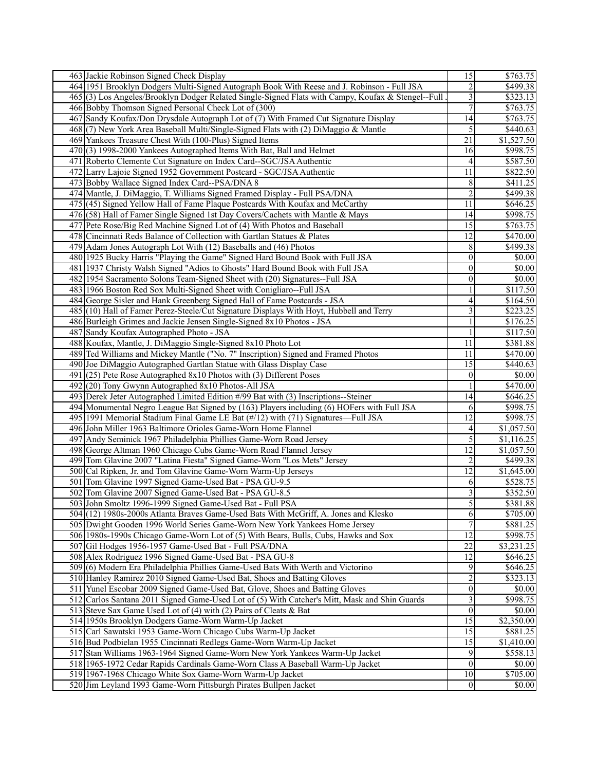| | | | |
|---|---|---|---|
| 463 | Jackie Robinson Signed Check Display | 15 | $763.75 |
| 464 | 1951 Brooklyn Dodgers Multi-Signed Autograph Book With Reese and J. Robinson - Full JSA | 2 | $499.38 |
| 465 | (3) Los Angeles/Brooklyn Dodger Related Single-Signed Flats with Campy, Koufax & Stengel--Full | 3 | $323.13 |
| 466 | Bobby Thomson Signed Personal Check Lot of (300) | 7 | $763.75 |
| 467 | Sandy Koufax/Don Drysdale Autograph Lot of (7) With Framed Cut Signature Display | 14 | $763.75 |
| 468 | (7) New York Area Baseball Multi/Single-Signed Flats with (2) DiMaggio & Mantle | 5 | $440.63 |
| 469 | Yankees Treasure Chest With (100-Plus) Signed Items | 21 | $1,527.50 |
| 470 | (3) 1998-2000 Yankees Autographed Items With Bat, Ball and Helmet | 16 | $998.75 |
| 471 | Roberto Clemente Cut Signature on Index Card--SGC/JSA Authentic | 4 | $587.50 |
| 472 | Larry Lajoie Signed 1952 Government Postcard - SGC/JSA Authentic | 11 | $822.50 |
| 473 | Bobby Wallace Signed Index Card--PSA/DNA 8 | 8 | $411.25 |
| 474 | Mantle, J. DiMaggio, T. Williams Signed Framed Display - Full PSA/DNA | 2 | $499.38 |
| 475 | (45) Signed Yellow Hall of Fame Plaque Postcards With Koufax and McCarthy | 11 | $646.25 |
| 476 | (58) Hall of Famer Single Signed 1st Day Covers/Cachets with Mantle & Mays | 14 | $998.75 |
| 477 | Pete Rose/Big Red Machine Signed Lot of (4) With Photos and Baseball | 15 | $763.75 |
| 478 | Cincinnati Reds Balance of Collection with Gartlan Statues & Plates | 12 | $470.00 |
| 479 | Adam Jones Autograph Lot With (12) Baseballs and (46) Photos | 8 | $499.38 |
| 480 | 1925 Bucky Harris "Playing the Game" Signed Hard Bound Book with Full JSA | 0 | $0.00 |
| 481 | 1937 Christy Walsh Signed "Adios to Ghosts" Hard Bound Book with Full JSA | 0 | $0.00 |
| 482 | 1954 Sacramento Solons Team-Signed Sheet with (20) Signatures--Full JSA | 0 | $0.00 |
| 483 | 1966 Boston Red Sox Multi-Signed Sheet with Conigliaro--Full JSA | 1 | $117.50 |
| 484 | George Sisler and Hank Greenberg Signed Hall of Fame Postcards - JSA | 4 | $164.50 |
| 485 | (10) Hall of Famer Perez-Steele/Cut Signature Displays With Hoyt, Hubbell and Terry | 3 | $223.25 |
| 486 | Burleigh Grimes and Jackie Jensen Single-Signed 8x10 Photos - JSA | 1 | $176.25 |
| 487 | Sandy Koufax Autographed Photo - JSA | 1 | $117.50 |
| 488 | Koufax, Mantle, J. DiMaggio Single-Signed 8x10 Photo Lot | 11 | $381.88 |
| 489 | Ted Williams and Mickey Mantle ("No. 7" Inscription) Signed and Framed Photos | 11 | $470.00 |
| 490 | Joe DiMaggio Autographed Gartlan Statue with Glass Display Case | 15 | $440.63 |
| 491 | (25) Pete Rose Autographed 8x10 Photos with (3) Different Poses | 0 | $0.00 |
| 492 | (20) Tony Gwynn Autographed 8x10 Photos-All JSA | 1 | $470.00 |
| 493 | Derek Jeter Autographed Limited Edition #/99 Bat with (3) Inscriptions--Steiner | 14 | $646.25 |
| 494 | Monumental Negro League Bat Signed by (163) Players including (6) HOFers with Full JSA | 6 | $998.75 |
| 495 | 1991 Memorial Stadium Final Game LE Bat (#/12) with (71) Signatures—Full JSA | 12 | $998.75 |
| 496 | John Miller 1963 Baltimore Orioles Game-Worn Home Flannel | 4 | $1,057.50 |
| 497 | Andy Seminick 1967 Philadelphia Phillies Game-Worn Road Jersey | 5 | $1,116.25 |
| 498 | George Altman 1960 Chicago Cubs Game-Worn Road Flannel Jersey | 12 | $1,057.50 |
| 499 | Tom Glavine 2007 "Latina Fiesta" Signed Game-Worn "Los Mets" Jersey | 2 | $499.38 |
| 500 | Cal Ripken, Jr. and Tom Glavine Game-Worn Warm-Up Jerseys | 12 | $1,645.00 |
| 501 | Tom Glavine 1997 Signed Game-Used Bat - PSA GU-9.5 | 6 | $528.75 |
| 502 | Tom Glavine 2007 Signed Game-Used Bat - PSA GU-8.5 | 3 | $352.50 |
| 503 | John Smoltz 1996-1999 Signed Game-Used Bat - Full PSA | 5 | $381.88 |
| 504 | (12) 1980s-2000s Atlanta Braves Game-Used Bats With McGriff, A. Jones and Klesko | 6 | $705.00 |
| 505 | Dwight Gooden 1996 World Series Game-Worn New York Yankees Home Jersey | 7 | $881.25 |
| 506 | 1980s-1990s Chicago Game-Worn Lot of (5) With Bears, Bulls, Cubs, Hawks and Sox | 12 | $998.75 |
| 507 | Gil Hodges 1956-1957 Game-Used Bat - Full PSA/DNA | 22 | $3,231.25 |
| 508 | Alex Rodriguez 1996 Signed Game-Used Bat - PSA GU-8 | 12 | $646.25 |
| 509 | (6) Modern Era Philadelphia Phillies Game-Used Bats With Werth and Victorino | 9 | $646.25 |
| 510 | Hanley Ramirez 2010 Signed Game-Used Bat, Shoes and Batting Gloves | 2 | $323.13 |
| 511 | Yunel Escobar 2009 Signed Game-Used Bat, Glove, Shoes and Batting Gloves | 0 | $0.00 |
| 512 | Carlos Santana 2011 Signed Game-Used Lot of (5) With Catcher's Mitt, Mask and Shin Guards | 3 | $998.75 |
| 513 | Steve Sax Game Used Lot of (4) with (2) Pairs of Cleats & Bat | 0 | $0.00 |
| 514 | 1950s Brooklyn Dodgers Game-Worn Warm-Up Jacket | 15 | $2,350.00 |
| 515 | Carl Sawatski 1953 Game-Worn Chicago Cubs Warm-Up Jacket | 15 | $881.25 |
| 516 | Bud Podbielan 1955 Cincinnati Redlegs Game-Worn Warm-Up Jacket | 15 | $1,410.00 |
| 517 | Stan Williams 1963-1964 Signed Game-Worn New York Yankees Warm-Up Jacket | 9 | $558.13 |
| 518 | 1965-1972 Cedar Rapids Cardinals Game-Worn Class A Baseball Warm-Up Jacket | 0 | $0.00 |
| 519 | 1967-1968 Chicago White Sox Game-Worn Warm-Up Jacket | 10 | $705.00 |
| 520 | Jim Leyland 1993 Game-Worn Pittsburgh Pirates Bullpen Jacket | 0 | $0.00 |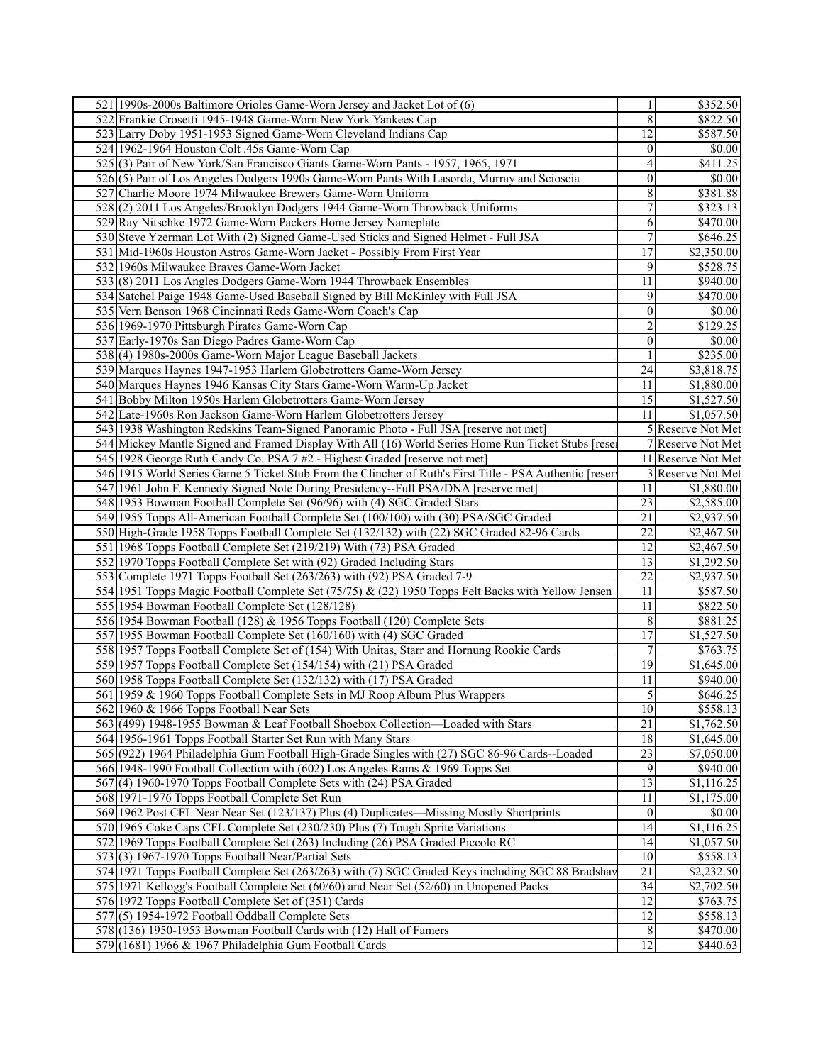| | | | |
|---|---|---|---|
| 521 | 1990s-2000s Baltimore Orioles Game-Worn Jersey and Jacket Lot of (6) | 1 | $352.50 |
| 522 | Frankie Crosetti 1945-1948 Game-Worn New York Yankees Cap | 8 | $822.50 |
| 523 | Larry Doby 1951-1953 Signed Game-Worn Cleveland Indians Cap | 12 | $587.50 |
| 524 | 1962-1964 Houston Colt .45s Game-Worn Cap | 0 | $0.00 |
| 525 | (3) Pair of New York/San Francisco Giants Game-Worn Pants - 1957, 1965, 1971 | 4 | $411.25 |
| 526 | (5) Pair of Los Angeles Dodgers 1990s Game-Worn Pants With Lasorda, Murray and Scioscia | 0 | $0.00 |
| 527 | Charlie Moore 1974 Milwaukee Brewers Game-Worn Uniform | 8 | $381.88 |
| 528 | (2) 2011 Los Angeles/Brooklyn Dodgers 1944 Game-Worn Throwback Uniforms | 7 | $323.13 |
| 529 | Ray Nitschke 1972 Game-Worn Packers Home Jersey Nameplate | 6 | $470.00 |
| 530 | Steve Yzerman Lot With (2) Signed Game-Used Sticks and Signed Helmet - Full JSA | 7 | $646.25 |
| 531 | Mid-1960s Houston Astros Game-Worn Jacket - Possibly From First Year | 17 | $2,350.00 |
| 532 | 1960s Milwaukee Braves Game-Worn Jacket | 9 | $528.75 |
| 533 | (8) 2011 Los Angles Dodgers Game-Worn 1944 Throwback Ensembles | 11 | $940.00 |
| 534 | Satchel Paige 1948 Game-Used Baseball Signed by Bill McKinley with Full JSA | 9 | $470.00 |
| 535 | Vern Benson 1968 Cincinnati Reds Game-Worn Coach's Cap | 0 | $0.00 |
| 536 | 1969-1970 Pittsburgh Pirates Game-Worn Cap | 2 | $129.25 |
| 537 | Early-1970s San Diego Padres Game-Worn Cap | 0 | $0.00 |
| 538 | (4) 1980s-2000s Game-Worn Major League Baseball Jackets | 1 | $235.00 |
| 539 | Marques Haynes 1947-1953 Harlem Globetrotters Game-Worn Jersey | 24 | $3,818.75 |
| 540 | Marques Haynes 1946 Kansas City Stars Game-Worn Warm-Up Jacket | 11 | $1,880.00 |
| 541 | Bobby Milton 1950s Harlem Globetrotters Game-Worn Jersey | 15 | $1,527.50 |
| 542 | Late-1960s Ron Jackson Game-Worn Harlem Globetrotters Jersey | 11 | $1,057.50 |
| 543 | 1938 Washington Redskins Team-Signed Panoramic Photo - Full JSA [reserve not met] | 5 | Reserve Not Met |
| 544 | Mickey Mantle Signed and Framed Display With All (16) World Series Home Run Ticket Stubs [reser | 7 | Reserve Not Met |
| 545 | 1928 George Ruth Candy Co. PSA 7 #2 - Highest Graded [reserve not met] | 11 | Reserve Not Met |
| 546 | 1915 World Series Game 5 Ticket Stub From the Clincher of Ruth's First Title - PSA Authentic [reserv | 3 | Reserve Not Met |
| 547 | 1961 John F. Kennedy Signed Note During Presidency--Full PSA/DNA [reserve met] | 11 | $1,880.00 |
| 548 | 1953 Bowman Football Complete Set (96/96) with (4) SGC Graded Stars | 23 | $2,585.00 |
| 549 | 1955 Topps All-American Football Complete Set (100/100) with (30) PSA/SGC Graded | 21 | $2,937.50 |
| 550 | High-Grade 1958 Topps Football Complete Set (132/132) with (22) SGC Graded 82-96 Cards | 22 | $2,467.50 |
| 551 | 1968 Topps Football Complete Set (219/219) With (73) PSA Graded | 12 | $2,467.50 |
| 552 | 1970 Topps Football Complete Set with (92) Graded Including Stars | 13 | $1,292.50 |
| 553 | Complete 1971 Topps Football Set (263/263) with (92) PSA Graded 7-9 | 22 | $2,937.50 |
| 554 | 1951 Topps Magic Football Complete Set (75/75) & (22) 1950 Topps Felt Backs with Yellow Jensen | 11 | $587.50 |
| 555 | 1954 Bowman Football Complete Set (128/128) | 11 | $822.50 |
| 556 | 1954 Bowman Football (128) & 1956 Topps Football (120) Complete Sets | 8 | $881.25 |
| 557 | 1955 Bowman Football Complete Set (160/160) with (4) SGC Graded | 17 | $1,527.50 |
| 558 | 1957 Topps Football Complete Set of (154) With Unitas, Starr and Hornung Rookie Cards | 7 | $763.75 |
| 559 | 1957 Topps Football Complete Set (154/154) with (21) PSA Graded | 19 | $1,645.00 |
| 560 | 1958 Topps Football Complete Set (132/132) with (17) PSA Graded | 11 | $940.00 |
| 561 | 1959 & 1960 Topps Football Complete Sets in MJ Roop Album Plus Wrappers | 5 | $646.25 |
| 562 | 1960 & 1966 Topps Football Near Sets | 10 | $558.13 |
| 563 | (499) 1948-1955 Bowman & Leaf Football Shoebox Collection—Loaded with Stars | 21 | $1,762.50 |
| 564 | 1956-1961 Topps Football Starter Set Run with Many Stars | 18 | $1,645.00 |
| 565 | (922) 1964 Philadelphia Gum Football High-Grade Singles with (27) SGC 86-96 Cards--Loaded | 23 | $7,050.00 |
| 566 | 1948-1990 Football Collection with (602) Los Angeles Rams & 1969 Topps Set | 9 | $940.00 |
| 567 | (4) 1960-1970 Topps Football Complete Sets with (24) PSA Graded | 13 | $1,116.25 |
| 568 | 1971-1976 Topps Football Complete Set Run | 11 | $1,175.00 |
| 569 | 1962 Post CFL Near Near Set (123/137) Plus (4) Duplicates—Missing Mostly Shortprints | 0 | $0.00 |
| 570 | 1965 Coke Caps CFL Complete Set (230/230) Plus (7) Tough Sprite Variations | 14 | $1,116.25 |
| 572 | 1969 Topps Football Complete Set (263) Including (26) PSA Graded Piccolo RC | 14 | $1,057.50 |
| 573 | (3) 1967-1970 Topps Football Near/Partial Sets | 10 | $558.13 |
| 574 | 1971 Topps Football Complete Set (263/263) with (7) SGC Graded Keys including SGC 88 Bradshaw | 21 | $2,232.50 |
| 575 | 1971 Kellogg's Football Complete Set (60/60) and Near Set (52/60) in Unopened Packs | 34 | $2,702.50 |
| 576 | 1972 Topps Football Complete Set of (351) Cards | 12 | $763.75 |
| 577 | (5) 1954-1972 Football Oddball Complete Sets | 12 | $558.13 |
| 578 | (136) 1950-1953 Bowman Football Cards with (12) Hall of Famers | 8 | $470.00 |
| 579 | (1681) 1966 & 1967 Philadelphia Gum Football Cards | 12 | $440.63 |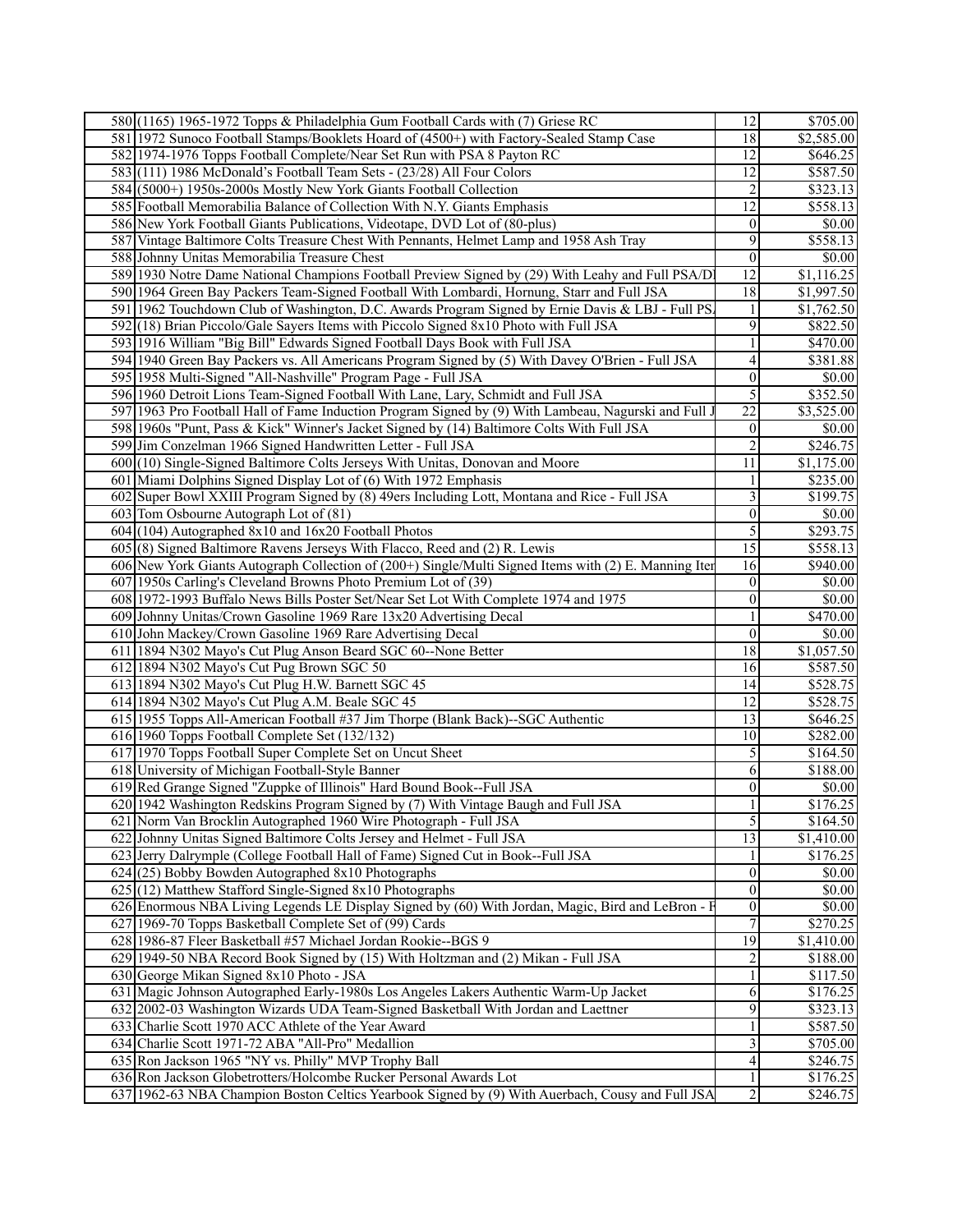| | | | |
|---|---|---|---|
| 580 | (1165) 1965-1972 Topps & Philadelphia Gum Football Cards with (7) Griese RC | 12 | $705.00 |
| 581 | 1972 Sunoco Football Stamps/Booklets Hoard of (4500+) with Factory-Sealed Stamp Case | 18 | $2,585.00 |
| 582 | 1974-1976 Topps Football Complete/Near Set Run with PSA 8 Payton RC | 12 | $646.25 |
| 583 | (111) 1986 McDonald's Football Team Sets - (23/28) All Four Colors | 12 | $587.50 |
| 584 | (5000+) 1950s-2000s Mostly New York Giants Football Collection | 2 | $323.13 |
| 585 | Football Memorabilia Balance of Collection With N.Y. Giants Emphasis | 12 | $558.13 |
| 586 | New York Football Giants Publications, Videotape, DVD Lot of (80-plus) | 0 | $0.00 |
| 587 | Vintage Baltimore Colts Treasure Chest With Pennants, Helmet Lamp and 1958 Ash Tray | 9 | $558.13 |
| 588 | Johnny Unitas Memorabilia Treasure Chest | 0 | $0.00 |
| 589 | 1930 Notre Dame National Champions Football Preview Signed by (29) With Leahy and Full PSA/D | 12 | $1,116.25 |
| 590 | 1964 Green Bay Packers Team-Signed Football With Lombardi, Hornung, Starr and Full JSA | 18 | $1,997.50 |
| 591 | 1962 Touchdown Club of Washington, D.C. Awards Program Signed by Ernie Davis & LBJ - Full PS | 1 | $1,762.50 |
| 592 | (18) Brian Piccolo/Gale Sayers Items with Piccolo Signed 8x10 Photo with Full JSA | 9 | $822.50 |
| 593 | 1916 William "Big Bill" Edwards Signed Football Days Book with Full JSA | 1 | $470.00 |
| 594 | 1940 Green Bay Packers vs. All Americans Program Signed by (5) With Davey O'Brien - Full JSA | 4 | $381.88 |
| 595 | 1958 Multi-Signed "All-Nashville" Program Page - Full JSA | 0 | $0.00 |
| 596 | 1960 Detroit Lions Team-Signed Football With Lane, Lary, Schmidt and Full JSA | 5 | $352.50 |
| 597 | 1963 Pro Football Hall of Fame Induction Program Signed by (9) With Lambeau, Nagurski and Full J | 22 | $3,525.00 |
| 598 | 1960s "Punt, Pass & Kick" Winner's Jacket Signed by (14) Baltimore Colts With Full JSA | 0 | $0.00 |
| 599 | Jim Conzelman 1966 Signed Handwritten Letter - Full JSA | 2 | $246.75 |
| 600 | (10) Single-Signed Baltimore Colts Jerseys With Unitas, Donovan and Moore | 11 | $1,175.00 |
| 601 | Miami Dolphins Signed Display Lot of (6) With 1972 Emphasis | 1 | $235.00 |
| 602 | Super Bowl XXIII Program Signed by (8) 49ers Including Lott, Montana and Rice - Full JSA | 3 | $199.75 |
| 603 | Tom Osbourne Autograph Lot of (81) | 0 | $0.00 |
| 604 | (104) Autographed 8x10 and 16x20 Football Photos | 5 | $293.75 |
| 605 | (8) Signed Baltimore Ravens Jerseys With Flacco, Reed and (2) R. Lewis | 15 | $558.13 |
| 606 | New York Giants Autograph Collection of (200+) Single/Multi Signed Items with (2) E. Manning Iter | 16 | $940.00 |
| 607 | 1950s Carling's Cleveland Browns Photo Premium Lot of (39) | 0 | $0.00 |
| 608 | 1972-1993 Buffalo News Bills Poster Set/Near Set Lot With Complete 1974 and 1975 | 0 | $0.00 |
| 609 | Johnny Unitas/Crown Gasoline 1969 Rare 13x20 Advertising Decal | 1 | $470.00 |
| 610 | John Mackey/Crown Gasoline 1969 Rare Advertising Decal | 0 | $0.00 |
| 611 | 1894 N302 Mayo's Cut Plug Anson Beard SGC 60--None Better | 18 | $1,057.50 |
| 612 | 1894 N302 Mayo's Cut Pug Brown SGC 50 | 16 | $587.50 |
| 613 | 1894 N302 Mayo's Cut Plug H.W. Barnett SGC 45 | 14 | $528.75 |
| 614 | 1894 N302 Mayo's Cut Plug A.M. Beale SGC 45 | 12 | $528.75 |
| 615 | 1955 Topps All-American Football #37 Jim Thorpe (Blank Back)--SGC Authentic | 13 | $646.25 |
| 616 | 1960 Topps Football Complete Set (132/132) | 10 | $282.00 |
| 617 | 1970 Topps Football Super Complete Set on Uncut Sheet | 5 | $164.50 |
| 618 | University of Michigan Football-Style Banner | 6 | $188.00 |
| 619 | Red Grange Signed "Zuppke of Illinois" Hard Bound Book--Full JSA | 0 | $0.00 |
| 620 | 1942 Washington Redskins Program Signed by (7) With Vintage Baugh and Full JSA | 1 | $176.25 |
| 621 | Norm Van Brocklin Autographed 1960 Wire Photograph - Full JSA | 5 | $164.50 |
| 622 | Johnny Unitas Signed Baltimore Colts Jersey and Helmet - Full JSA | 13 | $1,410.00 |
| 623 | Jerry Dalrymple (College Football Hall of Fame) Signed Cut in Book--Full JSA | 1 | $176.25 |
| 624 | (25) Bobby Bowden Autographed 8x10 Photographs | 0 | $0.00 |
| 625 | (12) Matthew Stafford Single-Signed 8x10 Photographs | 0 | $0.00 |
| 626 | Enormous NBA Living Legends LE Display Signed by (60) With Jordan, Magic, Bird and LeBron - F | 0 | $0.00 |
| 627 | 1969-70 Topps Basketball Complete Set of (99) Cards | 7 | $270.25 |
| 628 | 1986-87 Fleer Basketball #57 Michael Jordan Rookie--BGS 9 | 19 | $1,410.00 |
| 629 | 1949-50 NBA Record Book Signed by (15) With Holtzman and (2) Mikan - Full JSA | 2 | $188.00 |
| 630 | George Mikan Signed 8x10 Photo - JSA | 1 | $117.50 |
| 631 | Magic Johnson Autographed Early-1980s Los Angeles Lakers Authentic Warm-Up Jacket | 6 | $176.25 |
| 632 | 2002-03 Washington Wizards UDA Team-Signed Basketball With Jordan and Laettner | 9 | $323.13 |
| 633 | Charlie Scott 1970 ACC Athlete of the Year Award | 1 | $587.50 |
| 634 | Charlie Scott 1971-72 ABA "All-Pro" Medallion | 3 | $705.00 |
| 635 | Ron Jackson 1965 "NY vs. Philly" MVP Trophy Ball | 4 | $246.75 |
| 636 | Ron Jackson Globetrotters/Holcombe Rucker Personal Awards Lot | 1 | $176.25 |
| 637 | 1962-63 NBA Champion Boston Celtics Yearbook Signed by (9) With Auerbach, Cousy and Full JSA | 2 | $246.75 |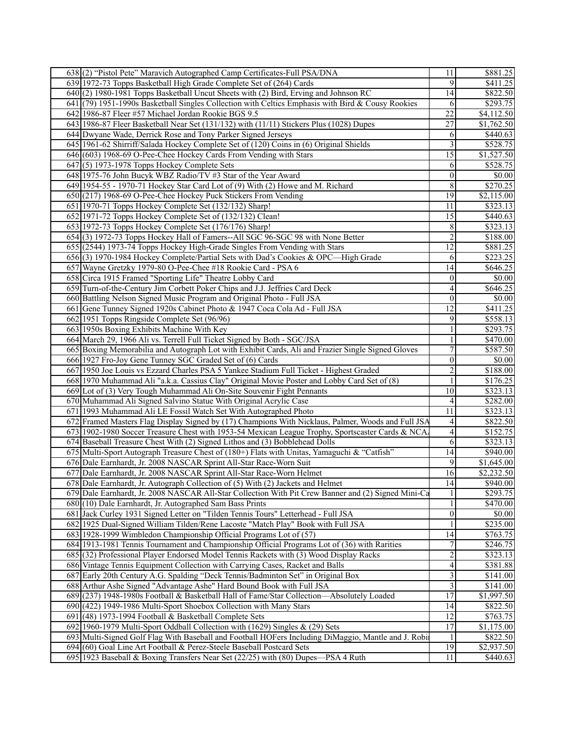| | | | |
|---|---|---|---|
| 638 | (2) "Pistol Pete" Maravich Autographed Camp Certificates-Full PSA/DNA | 11 | $881.25 |
| 639 | 1972-73 Topps Basketball High Grade Complete Set of (264) Cards | 9 | $411.25 |
| 640 | (2) 1980-1981 Topps Basketball Uncut Sheets with (2) Bird, Erving and Johnson RC | 14 | $822.50 |
| 641 | (79) 1951-1990s Basketball Singles Collection with Celtics Emphasis with Bird & Cousy Rookies | 6 | $293.75 |
| 642 | 1986-87 Fleer #57 Michael Jordan Rookie BGS 9.5 | 22 | $4,112.50 |
| 643 | 1986-87 Fleer Basketball Near Set (131/132) with (11/11) Stickers Plus (1028) Dupes | 27 | $1,762.50 |
| 644 | Dwyane Wade, Derrick Rose and Tony Parker Signed Jerseys | 6 | $440.63 |
| 645 | 1961-62 Shirriff/Salada Hockey Complete Set of (120) Coins in (6) Original Shields | 3 | $528.75 |
| 646 | (603) 1968-69 O-Pee-Chee Hockey Cards From Vending with Stars | 15 | $1,527.50 |
| 647 | (5) 1973-1978 Topps Hockey Complete Sets | 6 | $528.75 |
| 648 | 1975-76 John Bucyk WBZ Radio/TV #3 Star of the Year Award | 0 | $0.00 |
| 649 | 1954-55 - 1970-71 Hockey Star Card Lot of (9) With (2) Howe and M. Richard | 8 | $270.25 |
| 650 | (217) 1968-69 O-Pee-Chee Hockey Puck Stickers From Vending | 19 | $2,115.00 |
| 651 | 1970-71 Topps Hockey Complete Set (132/132) Sharp! | 11 | $323.13 |
| 652 | 1971-72 Topps Hockey Complete Set of (132/132) Clean! | 15 | $440.63 |
| 653 | 1972-73 Topps Hockey Complete Set (176/176) Sharp! | 8 | $323.13 |
| 654 | (3) 1972-73 Topps Hockey Hall of Famers--All SGC 96-SGC 98 with None Better | 2 | $188.00 |
| 655 | (2544) 1973-74 Topps Hockey High-Grade Singles From Vending with Stars | 12 | $881.25 |
| 656 | (3) 1970-1984 Hockey Complete/Partial Sets with Dad's Cookies & OPC—High Grade | 6 | $223.25 |
| 657 | Wayne Gretzky 1979-80 O-Pee-Chee #18 Rookie Card - PSA 6 | 14 | $646.25 |
| 658 | Circa 1915 Framed "Sporting Life" Theatre Lobby Card | 0 | $0.00 |
| 659 | Turn-of-the-Century Jim Corbett Poker Chips and J.J. Jeffries Card Deck | 4 | $646.25 |
| 660 | Battling Nelson Signed Music Program and Original Photo - Full JSA | 0 | $0.00 |
| 661 | Gene Tunney Signed 1920s Cabinet Photo & 1947 Coca Cola Ad - Full JSA | 12 | $411.25 |
| 662 | 1951 Topps Ringside Complete Set (96/96) | 9 | $558.13 |
| 663 | 1950s Boxing Exhibits Machine With Key | 1 | $293.75 |
| 664 | March 29, 1966 Ali vs. Terrell Full Ticket Signed by Both - SGC/JSA | 1 | $470.00 |
| 665 | Boxing Memorabilia and Autograph Lot with Exhibit Cards, Ali and Frazier Single Signed Gloves | 7 | $587.50 |
| 666 | 1927 Fro-Joy Gene Tunney SGC Graded Set of (6) Cards | 0 | $0.00 |
| 667 | 1950 Joe Louis vs Ezzard Charles PSA 5 Yankee Stadium Full Ticket - Highest Graded | 2 | $188.00 |
| 668 | 1970 Muhammad Ali "a.k.a. Cassius Clay" Original Movie Poster and Lobby Card Set of (8) | 1 | $176.25 |
| 669 | Lot of (3) Very Tough Muhammad Ali On-Site Souvenir Fight Pennants | 10 | $323.13 |
| 670 | Muhammad Ali Signed Salvino Statue With Original Acrylic Case | 4 | $282.00 |
| 671 | 1993 Muhammad Ali LE Fossil Watch Set With Autographed Photo | 11 | $323.13 |
| 672 | Framed Masters Flag Display Signed by (17) Champions With Nicklaus, Palmer, Woods and Full JSA | 4 | $822.50 |
| 673 | 1902-1980 Soccer Treasure Chest with 1953-54 Mexican League Trophy, Sportscaster Cards & NCAA | 4 | $152.75 |
| 674 | Baseball Treasure Chest With (2) Signed Lithos and (3) Bobblehead Dolls | 6 | $323.13 |
| 675 | Multi-Sport Autograph Treasure Chest of (180+) Flats with Unitas, Yamaguchi & "Catfish" | 14 | $940.00 |
| 676 | Dale Earnhardt, Jr. 2008 NASCAR Sprint All-Star Race-Worn Suit | 9 | $1,645.00 |
| 677 | Dale Earnhardt, Jr. 2008 NASCAR Sprint All-Star Race-Worn Helmet | 16 | $2,232.50 |
| 678 | Dale Earnhardt, Jr. Autograph Collection of (5) With (2) Jackets and Helmet | 14 | $940.00 |
| 679 | Dale Earnhardt, Jr. 2008 NASCAR All-Star Collection With Pit Crew Banner and (2) Signed Mini-Ca | 1 | $293.75 |
| 680 | (10) Dale Earnhardt, Jr. Autographed Sam Bass Prints | 1 | $470.00 |
| 681 | Jack Curley 1931 Signed Letter on "Tilden Tennis Tours" Letterhead - Full JSA | 0 | $0.00 |
| 682 | 1925 Dual-Signed William Tilden/Rene Lacoste "Match Play" Book with Full JSA | 1 | $235.00 |
| 683 | 1928-1999 Wimbledon Championship Official Programs Lot of (57) | 14 | $763.75 |
| 684 | 1913-1981 Tennis Tournament and Championship Official Programs Lot of (36) with Rarities | 7 | $246.75 |
| 685 | (32) Professional Player Endorsed Model Tennis Rackets with (3) Wood Display Racks | 2 | $323.13 |
| 686 | Vintage Tennis Equipment Collection with Carrying Cases, Racket and Balls | 4 | $381.88 |
| 687 | Early 20th Century A.G. Spalding "Deck Tennis/Badminton Set" in Original Box | 3 | $141.00 |
| 688 | Arthur Ashe Signed "Advantage Ashe" Hard Bound Book with Full JSA | 3 | $141.00 |
| 689 | (237) 1948-1980s Football & Basketball Hall of Fame/Star Collection—Absolutely Loaded | 17 | $1,997.50 |
| 690 | (422) 1949-1986 Multi-Sport Shoebox Collection with Many Stars | 14 | $822.50 |
| 691 | (48) 1973-1994 Football & Basketball Complete Sets | 12 | $763.75 |
| 692 | 1960-1979 Multi-Sport Oddball Collection with (1629) Singles & (29) Sets | 17 | $1,175.00 |
| 693 | Multi-Signed Golf Flag With Baseball and Football HOFers Including DiMaggio, Mantle and J. Robi | 1 | $822.50 |
| 694 | (60) Goal Line Art Football & Perez-Steele Baseball Postcard Sets | 19 | $2,937.50 |
| 695 | 1923 Baseball & Boxing Transfers Near Set (22/25) with (80) Dupes—PSA 4 Ruth | 11 | $440.63 |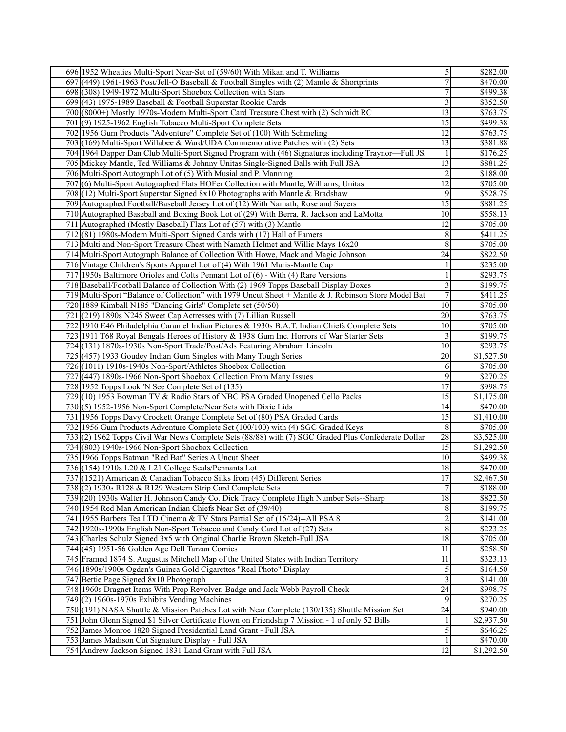| | | | |
|---|---|---|---|
| 696 | 1952 Wheaties Multi-Sport Near-Set of (59/60) With Mikan and T. Williams | 5 | $282.00 |
| 697 | (449) 1961-1963 Post/Jell-O Baseball & Football Singles with (2) Mantle & Shortprints | 7 | $470.00 |
| 698 | (308) 1949-1972 Multi-Sport Shoebox Collection with Stars | 7 | $499.38 |
| 699 | (43) 1975-1989 Baseball & Football Superstar Rookie Cards | 3 | $352.50 |
| 700 | (8000+) Mostly 1970s-Modern Multi-Sport Card Treasure Chest with (2) Schmidt RC | 13 | $763.75 |
| 701 | (9) 1925-1962 English Tobacco Multi-Sport Complete Sets | 15 | $499.38 |
| 702 | 1956 Gum Products "Adventure" Complete Set of (100) With Schmeling | 12 | $763.75 |
| 703 | (169) Multi-Sport Willabee & Ward/UDA Commemorative Patches with (2) Sets | 13 | $381.88 |
| 704 | 1964 Dapper Dan Club Multi-Sport Signed Program with (46) Signatures including Traynor—Full JS | 1 | $176.25 |
| 705 | Mickey Mantle, Ted Williams & Johnny Unitas Single-Signed Balls with Full JSA | 13 | $881.25 |
| 706 | Multi-Sport Autograph Lot of (5) With Musial and P. Manning | 2 | $188.00 |
| 707 | (6) Multi-Sport Autographed Flats HOFer Collection with Mantle, Williams, Unitas | 12 | $705.00 |
| 708 | (12) Multi-Sport Superstar Signed 8x10 Photographs with Mantle & Bradshaw | 9 | $528.75 |
| 709 | Autographed Football/Baseball Jersey Lot of (12) With Namath, Rose and Sayers | 15 | $881.25 |
| 710 | Autographed Baseball and Boxing Book Lot of (29) With Berra, R. Jackson and LaMotta | 10 | $558.13 |
| 711 | Autographed (Mostly Baseball) Flats Lot of (57) with (3) Mantle | 12 | $705.00 |
| 712 | (81) 1980s-Modern Multi-Sport Signed Cards with (17) Hall of Famers | 8 | $411.25 |
| 713 | Multi and Non-Sport Treasure Chest with Namath Helmet and Willie Mays 16x20 | 8 | $705.00 |
| 714 | Multi-Sport Autograph Balance of Collection With Howe, Mack and Magic Johnson | 24 | $822.50 |
| 716 | Vintage Children's Sports Apparel Lot of (4) With 1961 Maris-Mantle Cap | 1 | $235.00 |
| 717 | 1950s Baltimore Orioles and Colts Pennant Lot of (6) - With (4) Rare Versions | 1 | $293.75 |
| 718 | Baseball/Football Balance of Collection With (2) 1969 Topps Baseball Display Boxes | 3 | $199.75 |
| 719 | Multi-Sport "Balance of Collection" with 1979 Uncut Sheet + Mantle & J. Robinson Store Model Bat | 7 | $411.25 |
| 720 | 1889 Kimball N185 "Dancing Girls" Complete set (50/50) | 10 | $705.00 |
| 721 | (219) 1890s N245 Sweet Cap Actresses with (7) Lillian Russell | 20 | $763.75 |
| 722 | 1910 E46 Philadelphia Caramel Indian Pictures & 1930s B.A.T. Indian Chiefs Complete Sets | 10 | $705.00 |
| 723 | 1911 T68 Royal Bengals Heroes of History & 1938 Gum Inc. Horrors of War Starter Sets | 3 | $199.75 |
| 724 | (131) 1870s-1930s Non-Sport Trade/Post/Ads Featuring Abraham Lincoln | 10 | $293.75 |
| 725 | (457) 1933 Goudey Indian Gum Singles with Many Tough Series | 20 | $1,527.50 |
| 726 | (1011) 1910s-1940s Non-Sport/Athletes Shoebox Collection | 6 | $705.00 |
| 727 | (447) 1890s-1966 Non-Sport Shoebox Collection From Many Issues | 9 | $270.25 |
| 728 | 1952 Topps Look 'N See Complete Set of (135) | 17 | $998.75 |
| 729 | (10) 1953 Bowman TV & Radio Stars of NBC PSA Graded Unopened Cello Packs | 15 | $1,175.00 |
| 730 | (5) 1952-1956 Non-Sport Complete/Near Sets with Dixie Lids | 14 | $470.00 |
| 731 | 1956 Topps Davy Crockett Orange Complete Set of (80) PSA Graded Cards | 15 | $1,410.00 |
| 732 | 1956 Gum Products Adventure Complete Set (100/100) with (4) SGC Graded Keys | 8 | $705.00 |
| 733 | (2) 1962 Topps Civil War News Complete Sets (88/88) with (7) SGC Graded Plus Confederate Dollar | 28 | $3,525.00 |
| 734 | (803) 1940s-1966 Non-Sport Shoebox Collection | 15 | $1,292.50 |
| 735 | 1966 Topps Batman "Red Bat" Series A Uncut Sheet | 10 | $499.38 |
| 736 | (154) 1910s L20 & L21 College Seals/Pennants Lot | 18 | $470.00 |
| 737 | (1521) American & Canadian Tobacco Silks from (45) Different Series | 17 | $2,467.50 |
| 738 | (2) 1930s R128 & R129 Western Strip Card Complete Sets | 7 | $188.00 |
| 739 | (20) 1930s Walter H. Johnson Candy Co. Dick Tracy Complete High Number Sets--Sharp | 18 | $822.50 |
| 740 | 1954 Red Man American Indian Chiefs Near Set of (39/40) | 8 | $199.75 |
| 741 | 1955 Barbers Tea LTD Cinema & TV Stars Partial Set of (15/24)--All PSA 8 | 2 | $141.00 |
| 742 | 1920s-1990s English Non-Sport Tobacco and Candy Card Lot of (27) Sets | 8 | $223.25 |
| 743 | Charles Schulz Signed 3x5 with Original Charlie Brown Sketch-Full JSA | 18 | $705.00 |
| 744 | (45) 1951-56 Golden Age Dell Tarzan Comics | 11 | $258.50 |
| 745 | Framed 1874 S. Augustus Mitchell Map of the United States with Indian Territory | 11 | $323.13 |
| 746 | 1890s/1900s Ogden's Guinea Gold Cigarettes "Real Photo" Display | 5 | $164.50 |
| 747 | Bettie Page Signed 8x10 Photograph | 3 | $141.00 |
| 748 | 1960s Dragnet Items With Prop Revolver, Badge and Jack Webb Payroll Check | 24 | $998.75 |
| 749 | (2) 1960s-1970s Exhibits Vending Machines | 9 | $270.25 |
| 750 | (191) NASA Shuttle & Mission Patches Lot with Near Complete (130/135) Shuttle Mission Set | 24 | $940.00 |
| 751 | John Glenn Signed $1 Silver Certificate Flown on Friendship 7 Mission - 1 of only 52 Bills | 1 | $2,937.50 |
| 752 | James Monroe 1820 Signed Presidential Land Grant - Full JSA | 5 | $646.25 |
| 753 | James Madison Cut Signature Display - Full JSA | 1 | $470.00 |
| 754 | Andrew Jackson Signed 1831 Land Grant with Full JSA | 12 | $1,292.50 |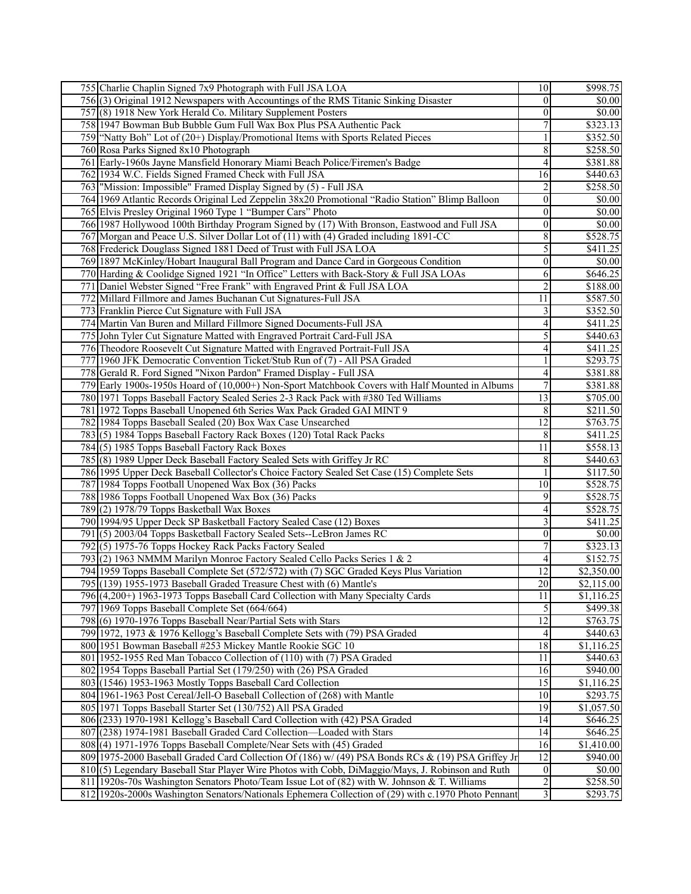| | | | |
|---|---|---|---|
| 755 | Charlie Chaplin Signed 7x9 Photograph with Full JSA LOA | 10 | $998.75 |
| 756 | (3) Original 1912 Newspapers with Accountings of the RMS Titanic Sinking Disaster | 0 | $0.00 |
| 757 | (8) 1918 New York Herald Co. Military Supplement Posters | 0 | $0.00 |
| 758 | 1947 Bowman Bub Bubble Gum Full Wax Box Plus PSA Authentic Pack | 7 | $323.13 |
| 759 | "Natty Boh" Lot of (20+) Display/Promotional Items with Sports Related Pieces | 1 | $352.50 |
| 760 | Rosa Parks Signed 8x10 Photograph | 8 | $258.50 |
| 761 | Early-1960s Jayne Mansfield Honorary Miami Beach Police/Firemen's Badge | 4 | $381.88 |
| 762 | 1934 W.C. Fields Signed Framed Check with Full JSA | 16 | $440.63 |
| 763 | "Mission: Impossible" Framed Display Signed by (5) - Full JSA | 2 | $258.50 |
| 764 | 1969 Atlantic Records Original Led Zeppelin 38x20 Promotional "Radio Station" Blimp Balloon | 0 | $0.00 |
| 765 | Elvis Presley Original 1960 Type 1 "Bumper Cars" Photo | 0 | $0.00 |
| 766 | 1987 Hollywood 100th Birthday Program Signed by (17) With Bronson, Eastwood and Full JSA | 0 | $0.00 |
| 767 | Morgan and Peace U.S. Silver Dollar Lot of (11) with (4) Graded including 1891-CC | 8 | $528.75 |
| 768 | Frederick Douglass Signed 1881 Deed of Trust with Full JSA LOA | 5 | $411.25 |
| 769 | 1897 McKinley/Hobart Inaugural Ball Program and Dance Card in Gorgeous Condition | 0 | $0.00 |
| 770 | Harding & Coolidge Signed 1921 "In Office" Letters with Back-Story & Full JSA LOAs | 6 | $646.25 |
| 771 | Daniel Webster Signed "Free Frank" with Engraved Print & Full JSA LOA | 2 | $188.00 |
| 772 | Millard Fillmore and James Buchanan Cut Signatures-Full JSA | 11 | $587.50 |
| 773 | Franklin Pierce Cut Signature with Full JSA | 3 | $352.50 |
| 774 | Martin Van Buren and Millard Fillmore Signed Documents-Full JSA | 4 | $411.25 |
| 775 | John Tyler Cut Signature Matted with Engraved Portrait Card-Full JSA | 5 | $440.63 |
| 776 | Theodore Roosevelt Cut Signature Matted with Engraved Portrait-Full JSA | 4 | $411.25 |
| 777 | 1960 JFK Democratic Convention Ticket/Stub Run of (7) - All PSA Graded | 1 | $293.75 |
| 778 | Gerald R. Ford Signed "Nixon Pardon" Framed Display - Full JSA | 4 | $381.88 |
| 779 | Early 1900s-1950s Hoard of (10,000+) Non-Sport Matchbook Covers with Half Mounted in Albums | 7 | $381.88 |
| 780 | 1971 Topps Baseball Factory Sealed Series 2-3 Rack Pack with #380 Ted Williams | 13 | $705.00 |
| 781 | 1972 Topps Baseball Unopened 6th Series Wax Pack Graded GAI MINT 9 | 8 | $211.50 |
| 782 | 1984 Topps Baseball Sealed (20) Box Wax Case Unsearched | 12 | $763.75 |
| 783 | (5) 1984 Topps Baseball Factory Rack Boxes (120) Total Rack Packs | 8 | $411.25 |
| 784 | (5) 1985 Topps Baseball Factory Rack Boxes | 11 | $558.13 |
| 785 | (8) 1989 Upper Deck Baseball Factory Sealed Sets with Griffey Jr RC | 8 | $440.63 |
| 786 | 1995 Upper Deck Baseball Collector's Choice Factory Sealed Set Case (15) Complete Sets | 1 | $117.50 |
| 787 | 1984 Topps Football Unopened Wax Box (36) Packs | 10 | $528.75 |
| 788 | 1986 Topps Football Unopened Wax Box (36) Packs | 9 | $528.75 |
| 789 | (2) 1978/79 Topps Basketball Wax Boxes | 4 | $528.75 |
| 790 | 1994/95 Upper Deck SP Basketball Factory Sealed Case (12) Boxes | 3 | $411.25 |
| 791 | (5) 2003/04 Topps Basketball Factory Sealed Sets--LeBron James RC | 0 | $0.00 |
| 792 | (5) 1975-76 Topps Hockey Rack Packs Factory Sealed | 7 | $323.13 |
| 793 | (2) 1963 NMMM Marilyn Monroe Factory Sealed Cello Packs Series 1 & 2 | 4 | $152.75 |
| 794 | 1959 Topps Baseball Complete Set (572/572) with (7) SGC Graded Keys Plus Variation | 12 | $2,350.00 |
| 795 | (139) 1955-1973 Baseball Graded Treasure Chest with (6) Mantle's | 20 | $2,115.00 |
| 796 | (4,200+) 1963-1973 Topps Baseball Card Collection with Many Specialty Cards | 11 | $1,116.25 |
| 797 | 1969 Topps Baseball Complete Set (664/664) | 5 | $499.38 |
| 798 | (6) 1970-1976 Topps Baseball Near/Partial Sets with Stars | 12 | $763.75 |
| 799 | 1972, 1973 & 1976 Kellogg's Baseball Complete Sets with (79) PSA Graded | 4 | $440.63 |
| 800 | 1951 Bowman Baseball #253 Mickey Mantle Rookie SGC 10 | 18 | $1,116.25 |
| 801 | 1952-1955 Red Man Tobacco Collection of (110) with (7) PSA Graded | 11 | $440.63 |
| 802 | 1954 Topps Baseball Partial Set (179/250) with (26) PSA Graded | 16 | $940.00 |
| 803 | (1546) 1953-1963 Mostly Topps Baseball Card Collection | 15 | $1,116.25 |
| 804 | 1961-1963 Post Cereal/Jell-O Baseball Collection of (268) with Mantle | 10 | $293.75 |
| 805 | 1971 Topps Baseball Starter Set (130/752) All PSA Graded | 19 | $1,057.50 |
| 806 | (233) 1970-1981 Kellogg's Baseball Card Collection with (42) PSA Graded | 14 | $646.25 |
| 807 | (238) 1974-1981 Baseball Graded Card Collection—Loaded with Stars | 14 | $646.25 |
| 808 | (4) 1971-1976 Topps Baseball Complete/Near Sets with (45) Graded | 16 | $1,410.00 |
| 809 | 1975-2000 Baseball Graded Card Collection Of (186) w/ (49) PSA Bonds RCs & (19) PSA Griffey Jr | 12 | $940.00 |
| 810 | (5) Legendary Baseball Star Player Wire Photos with Cobb, DiMaggio/Mays, J. Robinson and Ruth | 0 | $0.00 |
| 811 | 1920s-70s Washington Senators Photo/Team Issue Lot of (82) with W. Johnson & T. Williams | 2 | $258.50 |
| 812 | 1920s-2000s Washington Senators/Nationals Ephemera Collection of (29) with c.1970 Photo Pennant | 3 | $293.75 |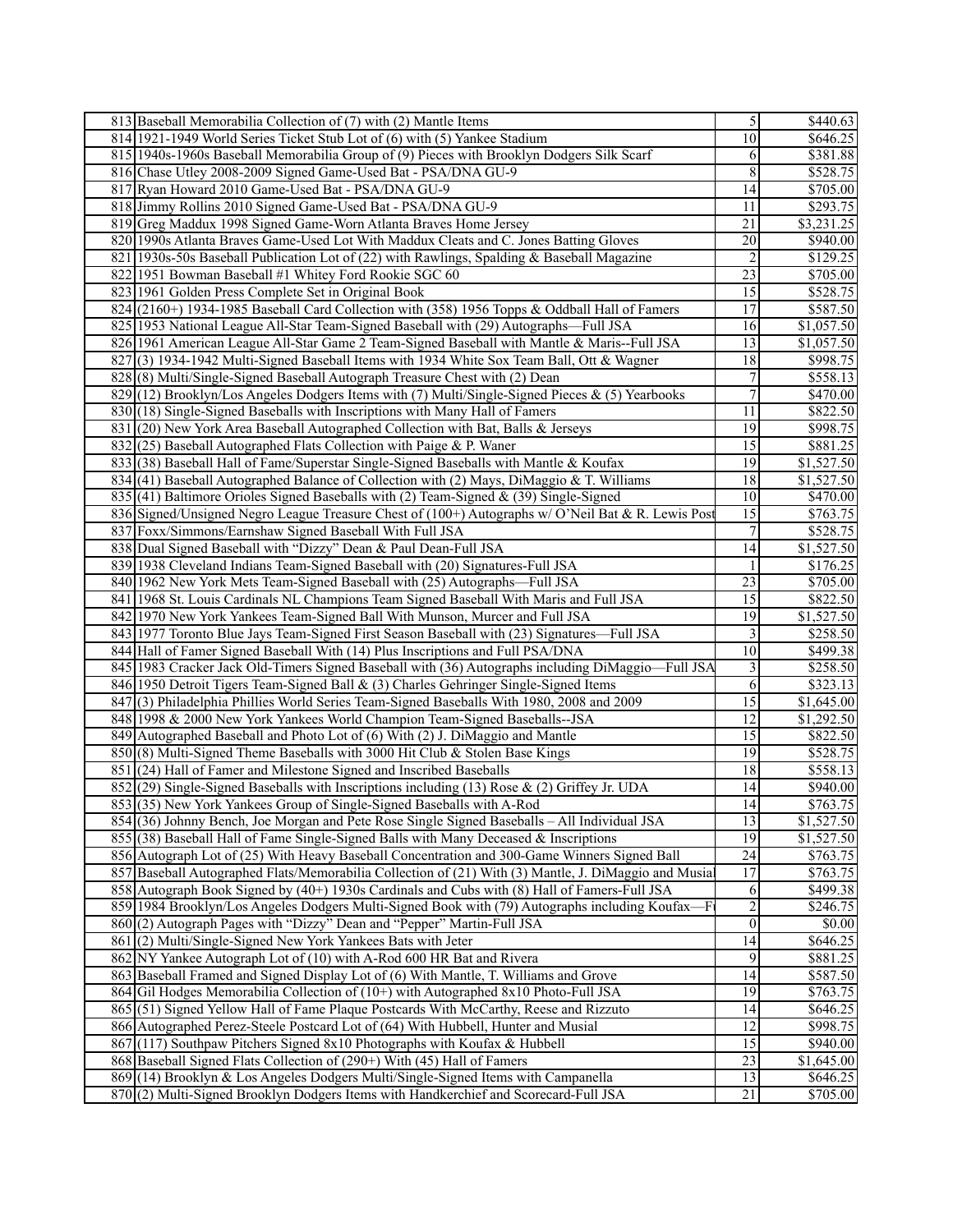| | | | |
|---|---|---|---|
| 813 | Baseball Memorabilia Collection of (7) with (2) Mantle Items | 5 | $440.63 |
| 814 | 1921-1949 World Series Ticket Stub Lot of (6) with (5) Yankee Stadium | 10 | $646.25 |
| 815 | 1940s-1960s Baseball Memorabilia Group of (9) Pieces with Brooklyn Dodgers Silk Scarf | 6 | $381.88 |
| 816 | Chase Utley 2008-2009 Signed Game-Used Bat - PSA/DNA GU-9 | 8 | $528.75 |
| 817 | Ryan Howard 2010 Game-Used Bat - PSA/DNA GU-9 | 14 | $705.00 |
| 818 | Jimmy Rollins 2010 Signed Game-Used Bat - PSA/DNA GU-9 | 11 | $293.75 |
| 819 | Greg Maddux 1998 Signed Game-Worn Atlanta Braves Home Jersey | 21 | $3,231.25 |
| 820 | 1990s Atlanta Braves Game-Used Lot With Maddux Cleats and C. Jones Batting Gloves | 20 | $940.00 |
| 821 | 1930s-50s Baseball Publication Lot of (22) with Rawlings, Spalding & Baseball Magazine | 2 | $129.25 |
| 822 | 1951 Bowman Baseball #1 Whitey Ford Rookie SGC 60 | 23 | $705.00 |
| 823 | 1961 Golden Press Complete Set in Original Book | 15 | $528.75 |
| 824 | (2160+) 1934-1985 Baseball Card Collection with (358) 1956 Topps & Oddball Hall of Famers | 17 | $587.50 |
| 825 | 1953 National League All-Star Team-Signed Baseball with (29) Autographs—Full JSA | 16 | $1,057.50 |
| 826 | 1961 American League All-Star Game 2 Team-Signed Baseball with Mantle & Maris--Full JSA | 13 | $1,057.50 |
| 827 | (3) 1934-1942 Multi-Signed Baseball Items with 1934 White Sox Team Ball, Ott & Wagner | 18 | $998.75 |
| 828 | (8) Multi/Single-Signed Baseball Autograph Treasure Chest with (2) Dean | 7 | $558.13 |
| 829 | (12) Brooklyn/Los Angeles Dodgers Items with (7) Multi/Single-Signed Pieces & (5) Yearbooks | 7 | $470.00 |
| 830 | (18) Single-Signed Baseballs with Inscriptions with Many Hall of Famers | 11 | $822.50 |
| 831 | (20) New York Area Baseball Autographed Collection with Bat, Balls & Jerseys | 19 | $998.75 |
| 832 | (25) Baseball Autographed Flats Collection with Paige & P. Waner | 15 | $881.25 |
| 833 | (38) Baseball Hall of Fame/Superstar Single-Signed Baseballs with Mantle & Koufax | 19 | $1,527.50 |
| 834 | (41) Baseball Autographed Balance of Collection with (2) Mays, DiMaggio & T. Williams | 18 | $1,527.50 |
| 835 | (41) Baltimore Orioles Signed Baseballs with (2) Team-Signed & (39) Single-Signed | 10 | $470.00 |
| 836 | Signed/Unsigned Negro League Treasure Chest of (100+) Autographs w/ O'Neil Bat & R. Lewis Post | 15 | $763.75 |
| 837 | Foxx/Simmons/Earnshaw Signed Baseball With Full JSA | 7 | $528.75 |
| 838 | Dual Signed Baseball with "Dizzy" Dean & Paul Dean-Full JSA | 14 | $1,527.50 |
| 839 | 1938 Cleveland Indians Team-Signed Baseball with (20) Signatures-Full JSA | 1 | $176.25 |
| 840 | 1962 New York Mets Team-Signed Baseball with (25) Autographs—Full JSA | 23 | $705.00 |
| 841 | 1968 St. Louis Cardinals NL Champions Team Signed Baseball With Maris and Full JSA | 15 | $822.50 |
| 842 | 1970 New York Yankees Team-Signed Ball With Munson, Murcer and Full JSA | 19 | $1,527.50 |
| 843 | 1977 Toronto Blue Jays Team-Signed First Season Baseball with (23) Signatures—Full JSA | 3 | $258.50 |
| 844 | Hall of Famer Signed Baseball With (14) Plus Inscriptions and Full PSA/DNA | 10 | $499.38 |
| 845 | 1983 Cracker Jack Old-Timers Signed Baseball with (36) Autographs including DiMaggio—Full JSA | 3 | $258.50 |
| 846 | 1950 Detroit Tigers Team-Signed Ball & (3) Charles Gehringer Single-Signed Items | 6 | $323.13 |
| 847 | (3) Philadelphia Phillies World Series Team-Signed Baseballs With 1980, 2008 and 2009 | 15 | $1,645.00 |
| 848 | 1998 & 2000 New York Yankees World Champion Team-Signed Baseballs--JSA | 12 | $1,292.50 |
| 849 | Autographed Baseball and Photo Lot of (6) With (2) J. DiMaggio and Mantle | 15 | $822.50 |
| 850 | (8) Multi-Signed Theme Baseballs with 3000 Hit Club & Stolen Base Kings | 19 | $528.75 |
| 851 | (24) Hall of Famer and Milestone Signed and Inscribed Baseballs | 18 | $558.13 |
| 852 | (29) Single-Signed Baseballs with Inscriptions including (13) Rose & (2) Griffey Jr. UDA | 14 | $940.00 |
| 853 | (35) New York Yankees Group of Single-Signed Baseballs with A-Rod | 14 | $763.75 |
| 854 | (36) Johnny Bench, Joe Morgan and Pete Rose Single Signed Baseballs – All Individual JSA | 13 | $1,527.50 |
| 855 | (38) Baseball Hall of Fame Single-Signed Balls with Many Deceased & Inscriptions | 19 | $1,527.50 |
| 856 | Autograph Lot of (25) With Heavy Baseball Concentration and 300-Game Winners Signed Ball | 24 | $763.75 |
| 857 | Baseball Autographed Flats/Memorabilia Collection of (21) With (3) Mantle, J. DiMaggio and Musial | 17 | $763.75 |
| 858 | Autograph Book Signed by (40+) 1930s Cardinals and Cubs with (8) Hall of Famers-Full JSA | 6 | $499.38 |
| 859 | 1984 Brooklyn/Los Angeles Dodgers Multi-Signed Book with (79) Autographs including Koufax—F | 2 | $246.75 |
| 860 | (2) Autograph Pages with "Dizzy" Dean and "Pepper" Martin-Full JSA | 0 | $0.00 |
| 861 | (2) Multi/Single-Signed New York Yankees Bats with Jeter | 14 | $646.25 |
| 862 | NY Yankee Autograph Lot of (10) with A-Rod 600 HR Bat and Rivera | 9 | $881.25 |
| 863 | Baseball Framed and Signed Display Lot of (6) With Mantle, T. Williams and Grove | 14 | $587.50 |
| 864 | Gil Hodges Memorabilia Collection of (10+) with Autographed 8x10 Photo-Full JSA | 19 | $763.75 |
| 865 | (51) Signed Yellow Hall of Fame Plaque Postcards With McCarthy, Reese and Rizzuto | 14 | $646.25 |
| 866 | Autographed Perez-Steele Postcard Lot of (64) With Hubbell, Hunter and Musial | 12 | $998.75 |
| 867 | (117) Southpaw Pitchers Signed 8x10 Photographs with Koufax & Hubbell | 15 | $940.00 |
| 868 | Baseball Signed Flats Collection of (290+) With (45) Hall of Famers | 23 | $1,645.00 |
| 869 | (14) Brooklyn & Los Angeles Dodgers Multi/Single-Signed Items with Campanella | 13 | $646.25 |
| 870 | (2) Multi-Signed Brooklyn Dodgers Items with Handkerchief and Scorecard-Full JSA | 21 | $705.00 |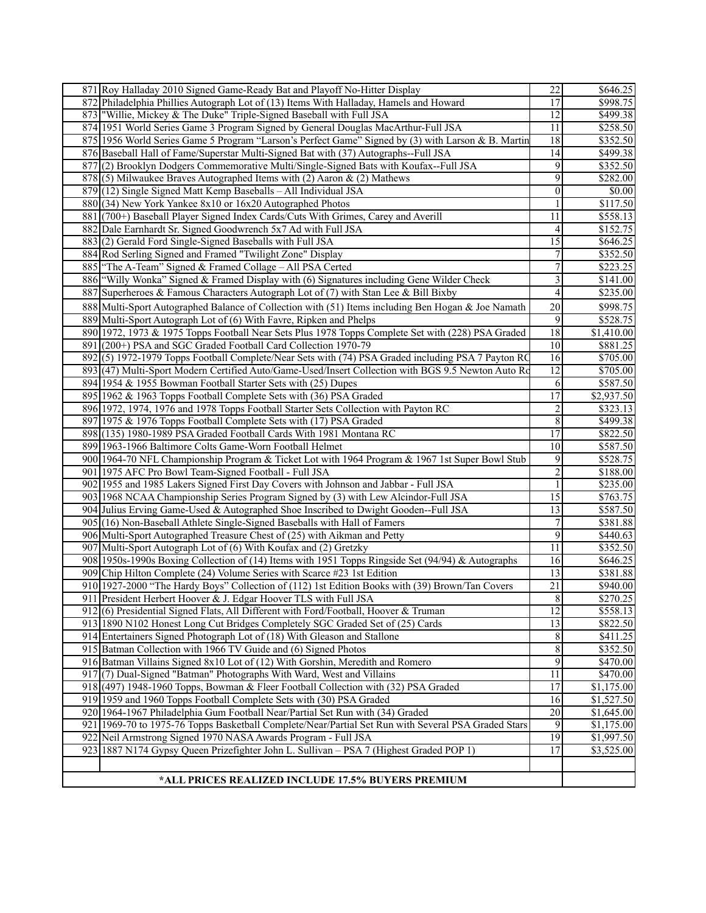| | | | |
|---|---|---|---|
| 871 | Roy Halladay 2010 Signed Game-Ready Bat and Playoff No-Hitter Display | 22 | $646.25 |
| 872 | Philadelphia Phillies Autograph Lot of (13) Items With Halladay, Hamels and Howard | 17 | $998.75 |
| 873 | "Willie, Mickey & The Duke" Triple-Signed Baseball with Full JSA | 12 | $499.38 |
| 874 | 1951 World Series Game 3 Program Signed by General Douglas MacArthur-Full JSA | 11 | $258.50 |
| 875 | 1956 World Series Game 5 Program "Larson's Perfect Game" Signed by (3) with Larson & B. Martin | 18 | $352.50 |
| 876 | Baseball Hall of Fame/Superstar Multi-Signed Bat with (37) Autographs--Full JSA | 14 | $499.38 |
| 877 | (2) Brooklyn Dodgers Commemorative Multi/Single-Signed Bats with Koufax--Full JSA | 9 | $352.50 |
| 878 | (5) Milwaukee Braves Autographed Items with (2) Aaron & (2) Mathews | 9 | $282.00 |
| 879 | (12) Single Signed Matt Kemp Baseballs – All Individual JSA | 0 | $0.00 |
| 880 | (34) New York Yankee 8x10 or 16x20 Autographed Photos | 1 | $117.50 |
| 881 | (700+) Baseball Player Signed Index Cards/Cuts With Grimes, Carey and Averill | 11 | $558.13 |
| 882 | Dale Earnhardt Sr. Signed Goodwrench 5x7 Ad with Full JSA | 4 | $152.75 |
| 883 | (2) Gerald Ford Single-Signed Baseballs with Full JSA | 15 | $646.25 |
| 884 | Rod Serling Signed and Framed "Twilight Zone" Display | 7 | $352.50 |
| 885 | "The A-Team" Signed & Framed Collage – All PSA Certed | 7 | $223.25 |
| 886 | "Willy Wonka" Signed & Framed Display with (6) Signatures including Gene Wilder Check | 3 | $141.00 |
| 887 | Superheroes & Famous Characters Autograph Lot of (7) with Stan Lee & Bill Bixby | 4 | $235.00 |
| 888 | Multi-Sport Autographed Balance of Collection with (51) Items including Ben Hogan & Joe Namath | 20 | $998.75 |
| 889 | Multi-Sport Autograph Lot of (6) With Favre, Ripken and Phelps | 9 | $528.75 |
| 890 | 1972, 1973 & 1975 Topps Football Near Sets Plus 1978 Topps Complete Set with (228) PSA Graded | 18 | $1,410.00 |
| 891 | (200+) PSA and SGC Graded Football Card Collection 1970-79 | 10 | $881.25 |
| 892 | (5) 1972-1979 Topps Football Complete/Near Sets with (74) PSA Graded including PSA 7 Payton RC | 16 | $705.00 |
| 893 | (47) Multi-Sport Modern Certified Auto/Game-Used/Insert Collection with BGS 9.5 Newton Auto Rc | 12 | $705.00 |
| 894 | 1954 & 1955 Bowman Football Starter Sets with (25) Dupes | 6 | $587.50 |
| 895 | 1962 & 1963 Topps Football Complete Sets with (36) PSA Graded | 17 | $2,937.50 |
| 896 | 1972, 1974, 1976 and 1978 Topps Football Starter Sets Collection with Payton RC | 2 | $323.13 |
| 897 | 1975 & 1976 Topps Football Complete Sets with (17) PSA Graded | 8 | $499.38 |
| 898 | (135) 1980-1989 PSA Graded Football Cards With 1981 Montana RC | 17 | $822.50 |
| 899 | 1963-1966 Baltimore Colts Game-Worn Football Helmet | 10 | $587.50 |
| 900 | 1964-70 NFL Championship Program & Ticket Lot with 1964 Program & 1967 1st Super Bowl Stub | 9 | $528.75 |
| 901 | 1975 AFC Pro Bowl Team-Signed Football - Full JSA | 2 | $188.00 |
| 902 | 1955 and 1985 Lakers Signed First Day Covers with Johnson and Jabbar - Full JSA | 1 | $235.00 |
| 903 | 1968 NCAA Championship Series Program Signed by (3) with Lew Alcindor-Full JSA | 15 | $763.75 |
| 904 | Julius Erving Game-Used & Autographed Shoe Inscribed to Dwight Gooden--Full JSA | 13 | $587.50 |
| 905 | (16) Non-Baseball Athlete Single-Signed Baseballs with Hall of Famers | 7 | $381.88 |
| 906 | Multi-Sport Autographed Treasure Chest of (25) with Aikman and Petty | 9 | $440.63 |
| 907 | Multi-Sport Autograph Lot of (6) With Koufax and (2) Gretzky | 11 | $352.50 |
| 908 | 1950s-1990s Boxing Collection of (14) Items with 1951 Topps Ringside Set (94/94) & Autographs | 16 | $646.25 |
| 909 | Chip Hilton Complete (24) Volume Series with Scarce #23 1st Edition | 13 | $381.88 |
| 910 | 1927-2000 "The Hardy Boys" Collection of (112) 1st Edition Books with (39) Brown/Tan Covers | 21 | $940.00 |
| 911 | President Herbert Hoover & J. Edgar Hoover TLS with Full JSA | 8 | $270.25 |
| 912 | (6) Presidential Signed Flats, All Different with Ford/Football, Hoover & Truman | 12 | $558.13 |
| 913 | 1890 N102 Honest Long Cut Bridges Completely SGC Graded Set of (25) Cards | 13 | $822.50 |
| 914 | Entertainers Signed Photograph Lot of (18) With Gleason and Stallone | 8 | $411.25 |
| 915 | Batman Collection with 1966 TV Guide and (6) Signed Photos | 8 | $352.50 |
| 916 | Batman Villains Signed 8x10 Lot of (12) With Gorshin, Meredith and Romero | 9 | $470.00 |
| 917 | (7) Dual-Signed "Batman" Photographs With Ward, West and Villains | 11 | $470.00 |
| 918 | (497) 1948-1960 Topps, Bowman & Fleer Football Collection with (32) PSA Graded | 17 | $1,175.00 |
| 919 | 1959 and 1960 Topps Football Complete Sets with (30) PSA Graded | 16 | $1,527.50 |
| 920 | 1964-1967 Philadelphia Gum Football Near/Partial Set Run with (34) Graded | 20 | $1,645.00 |
| 921 | 1969-70 to 1975-76 Topps Basketball Complete/Near/Partial Set Run with Several PSA Graded Stars | 9 | $1,175.00 |
| 922 | Neil Armstrong Signed 1970 NASA Awards Program - Full JSA | 19 | $1,997.50 |
| 923 | 1887 N174 Gypsy Queen Prizefighter John L. Sullivan – PSA 7 (Highest Graded POP 1) | 17 | $3,525.00 |
| | | | |
| | **\*ALL PRICES REALIZED INCLUDE 17.5% BUYERS PREMIUM** | | |